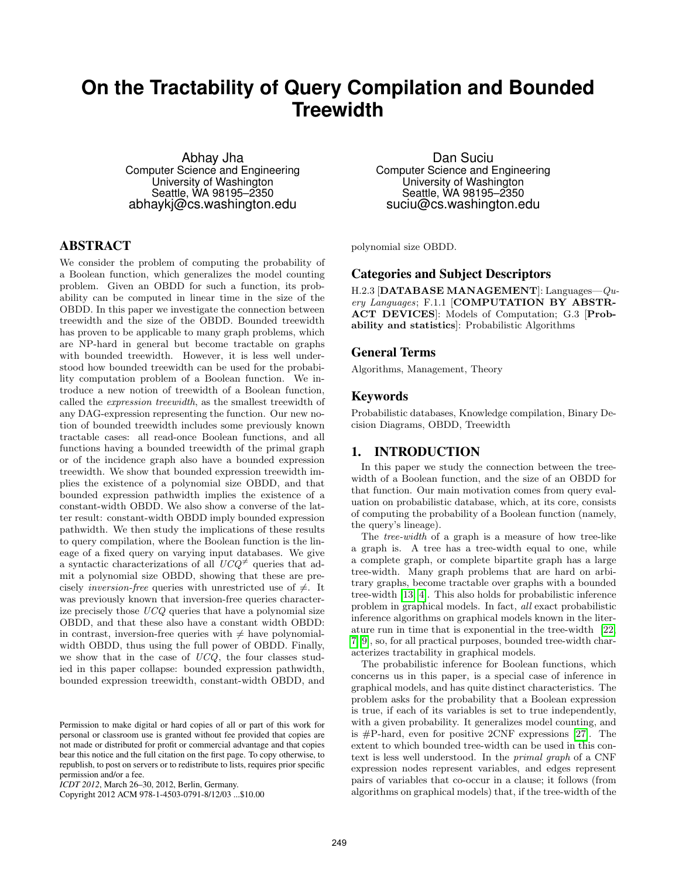# On the Tractability of Query Compilation and Bounded Treewidth

Abhay Jha
Computer Science and Engineering
University of Washington
Seattle, WA 98195–2350
abhaykj@cs.washington.edu

Dan Suciu
Computer Science and Engineering
University of Washington
Seattle, WA 98195–2350
suciu@cs.washington.edu

## ABSTRACT

We consider the problem of computing the probability of a Boolean function, which generalizes the model counting problem. Given an OBDD for such a function, its probability can be computed in linear time in the size of the OBDD. In this paper we investigate the connection between treewidth and the size of the OBDD. Bounded treewidth has proven to be applicable to many graph problems, which are NP-hard in general but become tractable on graphs with bounded treewidth. However, it is less well understood how bounded treewidth can be used for the probability computation problem of a Boolean function. We introduce a new notion of treewidth of a Boolean function, called the *expression treewidth*, as the smallest treewidth of any DAG-expression representing the function. Our new notion of bounded treewidth includes some previously known tractable cases: all read-once Boolean functions, and all functions having a bounded treewidth of the primal graph or of the incidence graph also have a bounded expression treewidth. We show that bounded expression treewidth implies the existence of a polynomial size OBDD, and that bounded expression pathwidth implies the existence of a constant-width OBDD. We also show a converse of the latter result: constant-width OBDD imply bounded expression pathwidth. We then study the implications of these results to query compilation, where the Boolean function is the lineage of a fixed query on varying input databases. We give a syntactic characterizations of all $UCQ^{\neq}$ queries that admit a polynomial size OBDD, showing that these are precisely *inversion-free* queries with unrestricted use of $\neq$. It was previously known that inversion-free queries characterize precisely those $UCQ$ queries that have a polynomial size OBDD, and that these also have a constant width OBDD: in contrast, inversion-free queries with $\neq$ have polynomial-width OBDD, thus using the full power of OBDD. Finally, we show that in the case of $UCQ$, the four classes studied in this paper collapse: bounded expression pathwidth, bounded expression treewidth, constant-width OBDD, and polynomial size OBDD.

## Categories and Subject Descriptors

H.2.3 [**DATABASE MANAGEMENT**]: Languages—*Query Languages*; F.1.1 [**COMPUTATION BY ABSTRACT DEVICES**]: Models of Computation; G.3 [**Probability and statistics**]: Probabilistic Algorithms

## General Terms

Algorithms, Management, Theory

## Keywords

Probabilistic databases, Knowledge compilation, Binary Decision Diagrams, OBDD, Treewidth

## 1. INTRODUCTION

In this paper we study the connection between the treewidth of a Boolean function, and the size of an OBDD for that function. Our main motivation comes from query evaluation on probabilistic database, which, at its core, consists of computing the probability of a Boolean function (namely, the query's lineage).

The *tree-width* of a graph is a measure of how tree-like a graph is. A tree has a tree-width equal to one, while a complete graph, or complete bipartite graph has a large tree-width. Many graph problems that are hard on arbitrary graphs, become tractable over graphs with a bounded tree-width [13, 4]. This also holds for probabilistic inference problem in graphical models. In fact, *all* exact probabilistic inference algorithms on graphical models known in the literature run in time that is exponential in the tree-width [22, 7, 9], so, for all practical purposes, bounded tree-width characterizes tractability in graphical models.

The probabilistic inference for Boolean functions, which concerns us in this paper, is a special case of inference in graphical models, and has quite distinct characteristics. The problem asks for the probability that a Boolean expression is true, if each of its variables is set to true independently, with a given probability. It generalizes model counting, and is #P-hard, even for positive 2CNF expressions [27]. The extent to which bounded tree-width can be used in this context is less well understood. In the *primal graph* of a CNF expression nodes represent variables, and edges represent pairs of variables that co-occur in a clause; it follows (from algorithms on graphical models) that, if the tree-width of the

Permission to make digital or hard copies of all or part of this work for personal or classroom use is granted without fee provided that copies are not made or distributed for profit or commercial advantage and that copies bear this notice and the full citation on the first page. To copy otherwise, to republish, to post on servers or to redistribute to lists, requires prior specific permission and/or a fee.
*ICDT 2012*, March 26–30, 2012, Berlin, Germany.
Copyright 2012 ACM 978-1-4503-0791-8/12/03 ...$10.00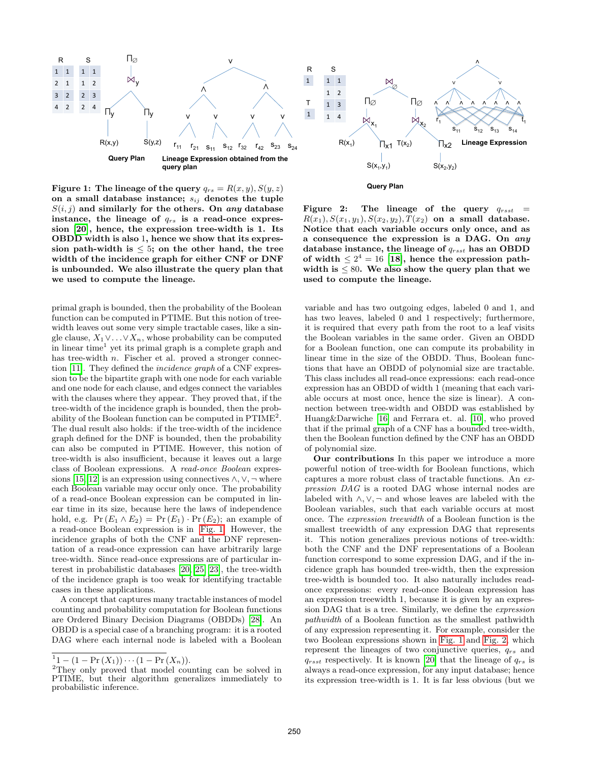**Figure 1: The lineage of the query $q_{rs} = R(x, y), S(y, z)$ on a small database instance; $s_{ij}$ denotes the tuple $S(i, j)$ and similarly for the others. On *any* database instance, the lineage of $q_{rs}$ is a read-once expression [20], hence, the expression tree-width is 1. Its OBDD width is also 1, hence we show that its expression path-width is $\leq 5$; on the other hand, the tree width of the incidence graph for either CNF or DNF is unbounded. We also illustrate the query plan that we used to compute the lineage.**

**Figure 2: The lineage of the query $q_{rsst} = R(x_1), S(x_1, y_1), S(x_2, y_2), T(x_2)$ on a small database. Notice that each variable occurs only once, and as a consequence the expression is a DAG. On *any* database instance, the lineage of $q_{rsst}$ has an OBDD of width $\leq 2^4 = 16$ [18], hence the expression path-width is $\leq 80$. We also show the query plan that we used to compute the lineage.**

primal graph is bounded, then the probability of the Boolean function can be computed in PTIME. But this notion of tree-width leaves out some very simple tractable cases, like a single clause, $X_1 \vee \ldots \vee X_n$, whose probability can be computed in linear time[1] yet its primal graph is a complete graph and has tree-width $n$. Fischer et al. proved a stronger connection [11]. They defined the *incidence graph* of a CNF expression to be the bipartite graph with one node for each variable and one node for each clause, and edges connect the variables with the clauses where they appear. They proved that, if the tree-width of the incidence graph is bounded, then the probability of the Boolean function can be computed in PTIME[2]. The dual result also holds: if the tree-width of the incidence graph defined for the DNF is bounded, then the probability can also be computed in PTIME. However, this notion of tree-width is also insufficient, because it leaves out a large class of Boolean expressions. A *read-once Boolean* expressions [15, 12] is an expression using connectives $\wedge, \vee, \neg$ where each Boolean variable may occur only once. The probability of a read-once Boolean expression can be computed in linear time in its size, because here the laws of independence hold, e.g. $\Pr(E_1 \wedge E_2) = \Pr(E_1) \cdot \Pr(E_2)$; an example of a read-once Boolean expression is in Fig. 1. However, the incidence graphs of both the CNF and the DNF representation of a read-once expression can have arbitrarily large tree-width. Since read-once expressions are of particular interest in probabilistic databases [20, 25, 23], the tree-width of the incidence graph is too weak for identifying tractable cases in these applications.

A concept that captures many tractable instances of model counting and probability computation for Boolean functions are Ordered Binary Decision Diagrams (OBDDs) [28]. An OBDD is a special case of a branching program: it is a rooted DAG where each internal node is labeled with a Boolean variable and has two outgoing edges, labeled 0 and 1, and has two leaves, labeled 0 and 1 respectively; furthermore, it is required that every path from the root to a leaf visits the Boolean variables in the same order. Given an OBDD for a Boolean function, one can compute its probability in linear time in the size of the OBDD. Thus, Boolean functions that have an OBDD of polynomial size are tractable. This class includes all read-once expressions: each read-once expression has an OBDD of width 1 (meaning that each variable occurs at most once, hence the size is linear). A connection between tree-width and OBDD was established by Huang&Darwiche [16] and Ferrara et. al. [10], who proved that if the primal graph of a CNF has a bounded tree-width, then the Boolean function defined by the CNF has an OBDD of polynomial size.

**Our contributions** In this paper we introduce a more powerful notion of tree-width for Boolean functions, which captures a more robust class of tractable functions. An *expression DAG* is a rooted DAG whose internal nodes are labeled with $\wedge, \vee, \neg$ and whose leaves are labeled with the Boolean variables, such that each variable occurs at most once. The *expression treewidth* of a Boolean function is the smallest treewidth of any expression DAG that represents it. This notion generalizes previous notions of tree-width: both the CNF and the DNF representations of a Boolean function correspond to some expression DAG, and if the incidence graph has bounded tree-width, then the expression tree-width is bounded too. It also naturally includes read-once expressions: every read-once Boolean expression has an expression treewidth 1, because it is given by an expression DAG that is a tree. Similarly, we define the *expression pathwidth* of a Boolean function as the smallest pathwidth of any expression representing it. For example, consider the two Boolean expressions shown in Fig. 1 and Fig. 2, which represent the lineages of two conjunctive queries, $q_{rs}$ and $q_{rsst}$ respectively. It is known [20] that the lineage of $q_{rs}$ is always a read-once expression, for any input database; hence its expression tree-width is 1. It is far less obvious (but we

[1] $1 - (1 - \Pr(X_1)) \cdots (1 - \Pr(X_n))$.

[2] They only proved that model counting can be solved in PTIME, but their algorithm generalizes immediately to probabilistic inference.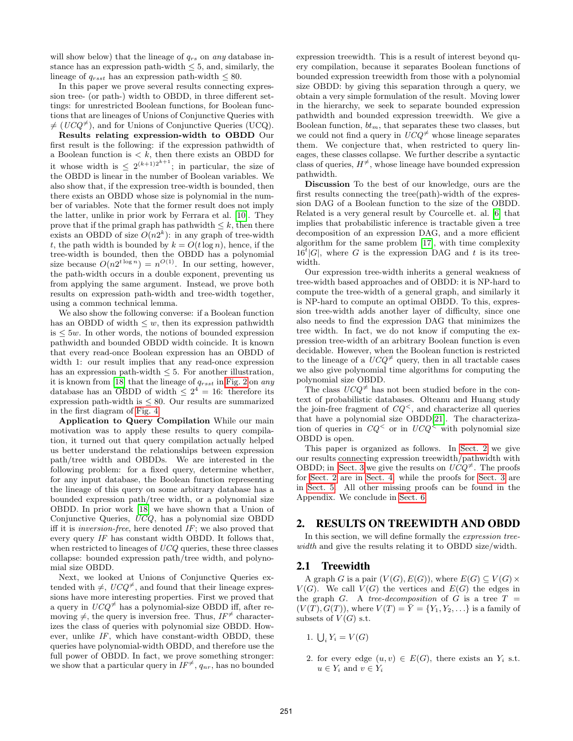will show below) that the lineage of $q_{rs}$ on *any* database instance has an expression path-width $\leq 5$, and, similarly, the lineage of $q_{rsst}$ has an expression path-width $\leq 80$.

In this paper we prove several results connecting expression tree- (or path-) width to OBDD, in three different settings: for unrestricted Boolean functions, for Boolean functions that are lineages of Unions of Conjunctive Queries with $\neq$ ($UCQ^{\neq}$), and for Unions of Conjunctive Queries (UCQ).

**Results relating expression-width to OBDD** Our first result is the following: if the expression pathwidth of a Boolean function is $< k$, then there exists an OBDD for it whose width is $\leq 2^{(k+1)2^{k+1}}$; in particular, the size of the OBDD is linear in the number of Boolean variables. We also show that, if the expression tree-width is bounded, then there exists an OBDD whose size is polynomial in the number of variables. Note that the former result does not imply the latter, unlike in prior work by Ferrara et al. [10]. They prove that if the primal graph has pathwidth $\leq k$, then there exists an OBDD of size $O(n2^k)$: in any graph of tree-width $t$, the path width is bounded by $k = O(t \log n)$, hence, if the tree-width is bounded, then the OBDD has a polynomial size because $O(n2^{t \log n}) = n^{O(1)}$. In our setting, however, the path-width occurs in a double exponent, preventing us from applying the same argument. Instead, we prove both results on expression path-width and tree-width together, using a common technical lemma.

We also show the following converse: if a Boolean function has an OBDD of width $\leq w$, then its expression pathwidth is $\leq 5w$. In other words, the notions of bounded expression pathwidth and bounded OBDD width coincide. It is known that every read-once Boolean expression has an OBDD of width 1: our result implies that any read-once expression has an expression path-width $\leq 5$. For another illustration, it is known from [18] that the lineage of $q_{rsst}$ in Fig. 2 on *any* database has an OBDD of width $\leq 2^4 = 16$: therefore its expression path-width is $\leq 80$. Our results are summarized in the first diagram of Fig. 4.

**Application to Query Compilation** While our main motivation was to apply these results to query compilation, it turned out that query compilation actually helped us better understand the relationships between expression path/tree width and OBDDs. We are interested in the following problem: for a fixed query, determine whether, for any input database, the Boolean function representing the lineage of this query on some arbitrary database has a bounded expression path/tree width, or a polynomial size OBDD. In prior work [18] we have shown that a Union of Conjunctive Queries, $UCQ$, has a polynomial size OBDD iff it is *inversion-free*, here denoted $IF$; we also proved that every query $IF$ has constant width OBDD. It follows that, when restricted to lineages of $UCQ$ queries, these three classes collapse: bounded expression path/tree width, or polynomial size OBDD.

Next, we looked at Unions of Conjunctive Queries extended with $\neq$, $UCQ^{\neq}$, and found that their lineage expressions have more interesting properties. First we proved that a query in $UCQ^{\neq}$ has a polynomial-size OBDD iff, after removing $\neq$, the query is inversion free. Thus, $IF^{\neq}$ characterizes the class of queries with polynomial size OBDD. However, unlike $IF$, which have constant-width OBDD, these queries have polynomial-width OBDD, and therefore use the full power of OBDD. In fact, we prove something stronger: we show that a particular query in $IF^{\neq}$, $q_{nr}$, has no bounded expression treewidth. This is a result of interest beyond query compilation, because it separates Boolean functions of bounded expression treewidth from those with a polynomial size OBDD: by giving this separation through a query, we obtain a very simple formulation of the result. Moving lower in the hierarchy, we seek to separate bounded expression pathwidth and bounded expression treewidth. We give a Boolean function, $bt_m$, that separates these two classes, but we could not find a query in $UCQ^{\neq}$ whose lineage separates them. We conjecture that, when restricted to query lineages, these classes collapse. We further describe a syntactic class of queries, $H^{\neq}$, whose lineage have bounded expression pathwidth.

**Discussion** To the best of our knowledge, ours are the first results connecting the tree(path)-width of the expression DAG of a Boolean function to the size of the OBDD. Related is a very general result by Courcelle et. al. [6] that implies that probabilistic inference is tractable given a tree decomposition of an expression DAG, and a more efficient algorithm for the same problem [17], with time complexity $16^t|G|$, where $G$ is the expression DAG and $t$ is its tree-width.

Our expression tree-width inherits a general weakness of tree-width based approaches and of OBDD: it is NP-hard to compute the tree-width of a general graph, and similarly it is NP-hard to compute an optimal OBDD. To this, expression tree-width adds another layer of difficulty, since one also needs to find the expression DAG that minimizes the tree width. In fact, we do not know if computing the expression tree-width of an arbitrary Boolean function is even decidable. However, when the Boolean function is restricted to the lineage of a $UCQ^{\neq}$ query, then in all tractable cases we also give polynomial time algorithms for computing the polynomial size OBDD.

The class $UCQ^{\neq}$ has not been studied before in the context of probabilistic databases. Olteanu and Huang study the join-free fragment of $CQ^{<}$, and characterize all queries that have a polynomial size OBDD[21]. The characterization of queries in $CQ^{<}$ or in $UCQ^{<}$ with polynomial size OBDD is open.

This paper is organized as follows. In Sect. 2 we give our results connecting expression treewidth/pathwidth with OBDD; in Sect. 3 we give the results on $UCQ^{\neq}$. The proofs for Sect. 2 are in Sect. 4 while the proofs for Sect. 3 are in Sect. 5. All other missing proofs can be found in the Appendix. We conclude in Sect. 6.

## 2. RESULTS ON TREEWIDTH AND OBDD

In this section, we will define formally the *expression treewidth* and give the results relating it to OBDD size/width.

### 2.1 Treewidth

A graph $G$ is a pair $(V(G), E(G))$, where $E(G) \subseteq V(G) \times V(G)$. We call $V(G)$ the vertices and $E(G)$ the edges in the graph $G$. A *tree-decomposition* of $G$ is a tree $T = (V(T), G(T))$, where $V(T) = \bar{Y} = \{Y_1, Y_2, \ldots\}$ is a family of subsets of $V(G)$ s.t.

1. $\bigcup_i Y_i = V(G)$

2. for every edge $(u, v) \in E(G)$, there exists an $Y_i$ s.t. $u \in Y_i$ and $v \in Y_i$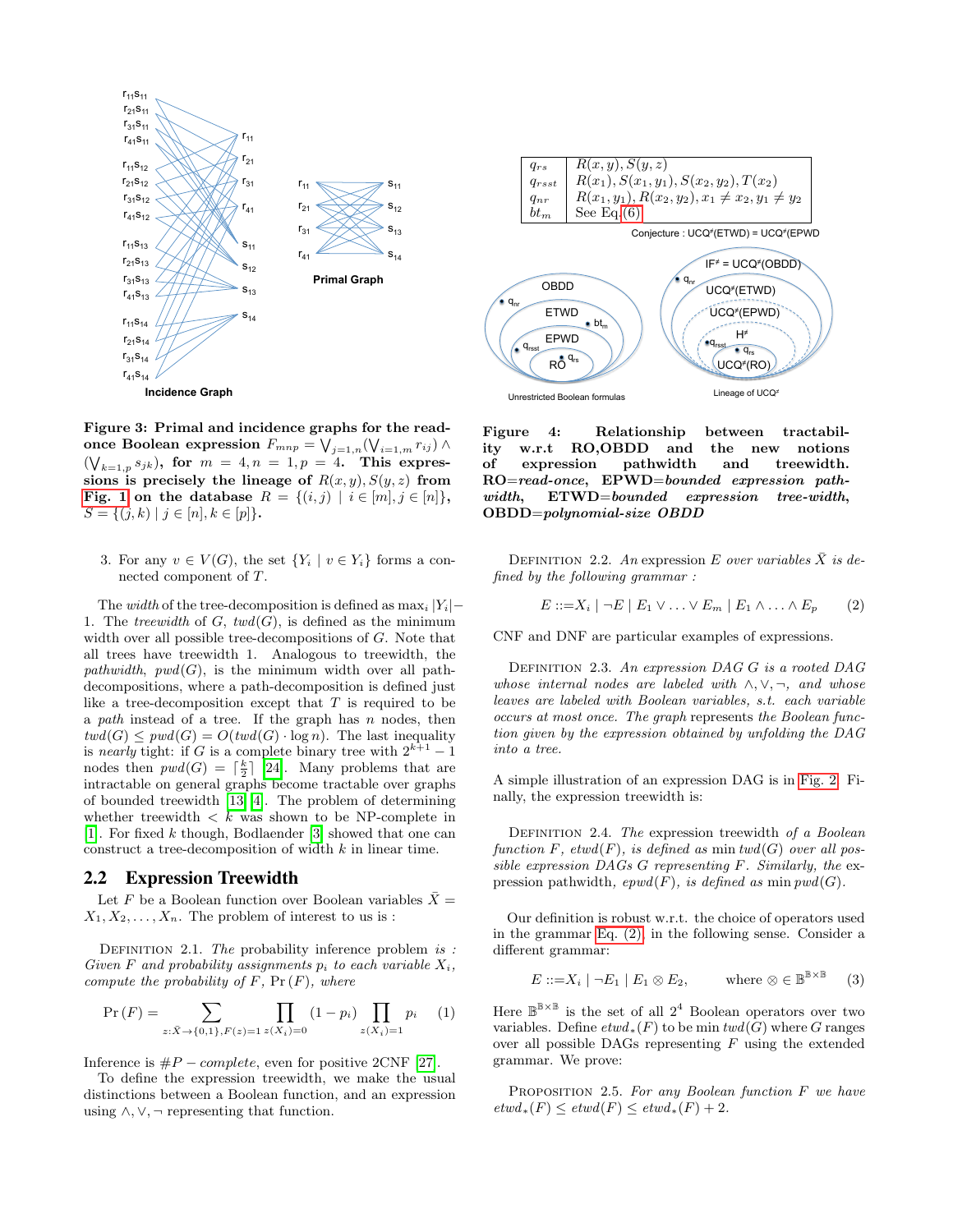Figure 3: Primal and incidence graphs for the read-once Boolean expression $F_{mnp} = \bigvee_{j=1,n}(\bigvee_{i=1,m} r_{ij}) \wedge (\bigvee_{k=1,p} s_{jk})$, for $m = 4, n = 1, p = 4$. This expressions is precisely the lineage of $R(x, y), S(y, z)$ from Fig. 1 on the database $R = \{(i, j) \mid i \in [m], j \in [n]\}$, $S = \{(j, k) \mid j \in [n], k \in [p]\}$.

3. For any $v \in V(G)$, the set $\{Y_i \mid v \in Y_i\}$ forms a connected component of $T$.

The *width* of the tree-decomposition is defined as $\max_i |Y_i| - 1$. The *treewidth* of $G$, $twd(G)$, is defined as the minimum width over all possible tree-decompositions of $G$. Note that all trees have treewidth 1. Analogous to treewidth, the *pathwidth*, $pwd(G)$, is the minimum width over all path-decompositions, where a path-decomposition is defined just like a tree-decomposition except that $T$ is required to be a *path* instead of a tree. If the graph has $n$ nodes, then $twd(G) \le pwd(G) = O(twd(G) \cdot \log n)$. The last inequality is *nearly* tight: if $G$ is a complete binary tree with $2^{k+1} - 1$ nodes then $pwd(G) = \lceil \frac{k}{2} \rceil$ [24]. Many problems that are intractable on general graphs become tractable over graphs of bounded treewidth [13, 4]. The problem of determining whether treewidth $< k$ was shown to be NP-complete in [1]. For fixed $k$ though, Bodlaender [3] showed that one can construct a tree-decomposition of width $k$ in linear time.

## 2.2 Expression Treewidth

Let $F$ be a Boolean function over Boolean variables $\bar{X} = X_1, X_2, \ldots, X_n$. The problem of interest to us is :

Definition 2.1. *The* probability inference problem *is : Given $F$ and probability assignments $p_i$ to each variable $X_i$, compute the probability of $F$, $\Pr(F)$, where*

$$\Pr(F) = \sum_{z:\bar{X} \to \{0,1\}, F(z)=1} \prod_{z(X_i)=0} (1 - p_i) \prod_{z(X_i)=1} p_i \qquad (1)$$

Inference is $\#P-complete$, even for positive 2CNF [27].

To define the expression treewidth, we make the usual distinctions between a Boolean function, and an expression using $\wedge, \vee, \neg$ representing that function.

| | |
|---|---|
| $q_{rs}$ | $R(x, y), S(y, z)$ |
| $q_{rsst}$ | $R(x_1), S(x_1, y_1), S(x_2, y_2), T(x_2)$ |
| $q_{nr}$ | $R(x_1, y_1), R(x_2, y_2), x_1 \neq x_2, y_1 \neq y_2$ |
| $bt_m$ | See Eq.(6) |

Conjecture : UCQ≠(ETWD) = UCQ≠(EPWD

Unrestricted Boolean formulas — OBDD, ETWD, EPWD, RO; $q_{nr}$, $bt_m$, $q_{rsst}$, $q_{rs}$

Lineage of UCQ≠ — IF≠ = UCQ≠(OBDD), UCQ≠(ETWD), UCQ≠(EPWD), H≠, UCQ≠(RO); $q_{nr}$, $q_{rsst}$, $q_{rs}$

Figure 4: Relationship between tractability w.r.t RO,OBDD and the new notions of expression pathwidth and treewidth. RO=*read-once*, EPWD=*bounded expression pathwidth*, ETWD=*bounded expression tree-width*, OBDD=*polynomial-size OBDD*

Definition 2.2. *An* expression *$E$ over variables $\bar{X}$ is defined by the following grammar :*

$$E ::= X_i \mid \neg E \mid E_1 \vee \ldots \vee E_m \mid E_1 \wedge \ldots \wedge E_p \qquad (2)$$

CNF and DNF are particular examples of expressions.

Definition 2.3. *An expression DAG $G$ is a rooted DAG whose internal nodes are labeled with $\wedge, \vee, \neg$, and whose leaves are labeled with Boolean variables, s.t. each variable occurs at most once. The graph represents the Boolean function given by the expression obtained by unfolding the DAG into a tree.*

A simple illustration of an expression DAG is in Fig. 2. Finally, the expression treewidth is:

Definition 2.4. *The* expression treewidth *of a Boolean function $F$, $etwd(F)$, is defined as $\min twd(G)$ over all possible expression DAGs $G$ representing $F$. Similarly, the expression pathwidth, $epwd(F)$, is defined as $\min pwd(G)$.*

Our definition is robust w.r.t. the choice of operators used in the grammar Eq. (2), in the following sense. Consider a different grammar:

$$E ::= X_i \mid \neg E_1 \mid E_1 \otimes E_2, \qquad \text{where } \otimes \in \mathbb{B}^{\mathbb{B} \times \mathbb{B}} \qquad (3)$$

Here $\mathbb{B}^{\mathbb{B} \times \mathbb{B}}$ is the set of all $2^4$ Boolean operators over two variables. Define $etwd_*(F)$ to be $\min twd(G)$ where $G$ ranges over all possible DAGs representing $F$ using the extended grammar. We prove:

Proposition 2.5. *For any Boolean function $F$ we have $etwd_*(F) \le etwd(F) \le etwd_*(F) + 2$.*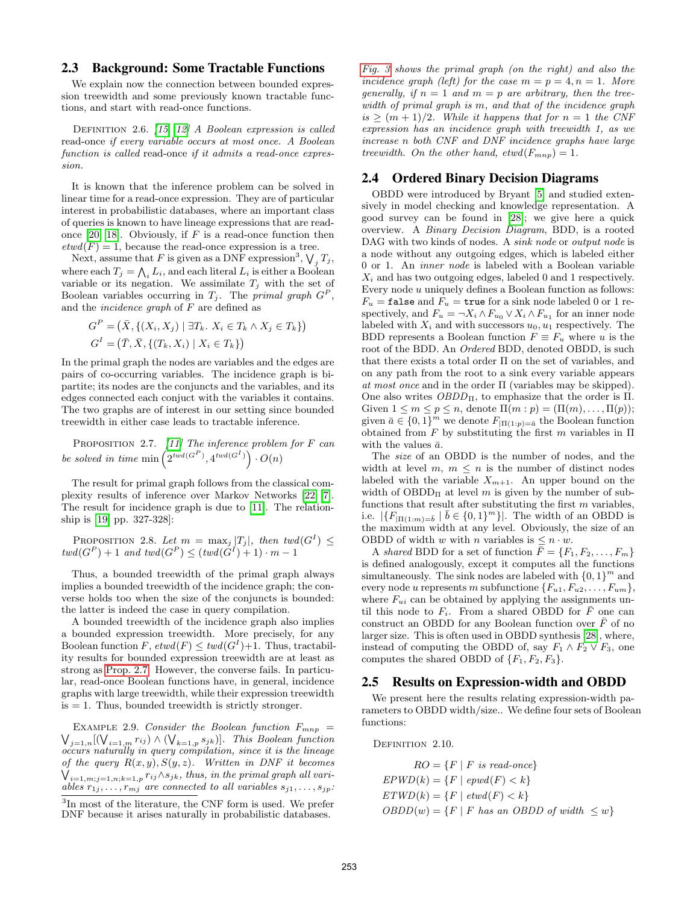## 2.3 Background: Some Tractable Functions

We explain now the connection between bounded expression treewidth and some previously known tractable functions, and start with read-once functions.

Definition 2.6. [15, 12] *A Boolean expression is called* read-once *if every variable occurs at most once. A Boolean function is called* read-once *if it admits a read-once expression.*

It is known that the inference problem can be solved in linear time for a read-once expression. They are of particular interest in probabilistic databases, where an important class of queries is known to have lineage expressions that are read-once [20, 18]. Obviously, if $F$ is a read-once function then $etwd(F) = 1$, because the read-once expression is a tree.

Next, assume that $F$ is given as a DNF expression[3], $\bigvee_j T_j$, where each $T_j = \bigwedge_i L_i$, and each literal $L_i$ is either a Boolean variable or its negation. We assimilate $T_j$ with the set of Boolean variables occurring in $T_j$. The *primal graph* $G^P$, and the *incidence graph* of $F$ are defined as

$$G^P = (\bar{X}, \{(X_i, X_j) \mid \exists T_k.\ X_i \in T_k \wedge X_j \in T_k\})$$
$$G^I = (\bar{T}, \bar{X}, \{(T_k, X_i) \mid X_i \in T_k\})$$

In the primal graph the nodes are variables and the edges are pairs of co-occurring variables. The incidence graph is bipartite; its nodes are the conjuncts and the variables, and its edges connected each conjuct with the variables it contains. The two graphs are of interest in our setting since bounded treewidth in either case leads to tractable inference.

Proposition 2.7. [11] *The inference problem for $F$ can be solved in time* $\min\left(2^{twd(G^P)}, 4^{twd(G^I)}\right) \cdot O(n)$

The result for primal graph follows from the classical complexity results of inference over Markov Networks [22, 7]. The result for incidence graph is due to [11]. The relationship is [19] pp. 327-328]:

Proposition 2.8. *Let $m = \max_j |T_j|$, then $twd(G^I) \leq twd(G^P) + 1$ and $twd(G^P) \leq (twd(G^I) + 1) \cdot m - 1$*

Thus, a bounded treewidth of the primal graph always implies a bounded treewidth of the incidence graph; the converse holds too when the size of the conjuncts is bounded: the latter is indeed the case in query compilation.

A bounded treewidth of the incidence graph also implies a bounded expression treewidth. More precisely, for any Boolean function $F$, $etwd(F) \leq twd(G^I)+1$. Thus, tractability results for bounded expression treewidth are at least as strong as Prop. 2.7. However, the converse fails. In particular, read-once Boolean functions have, in general, incidence graphs with large treewidth, while their expression treewidth is $= 1$. Thus, bounded treewidth is strictly stronger.

Example 2.9. *Consider the Boolean function $F_{mnp} = \bigvee_{j=1,n}[(\bigvee_{i=1,m} r_{ij}) \wedge (\bigvee_{k=1,p} s_{jk})]$. This Boolean function occurs naturally in query compilation, since it is the lineage of the query $R(x, y), S(y, z)$. Written in DNF it becomes $\bigvee_{i=1,m;j=1,n;k=1,p} r_{ij} \wedge s_{jk}$, thus, in the primal graph all variables $r_{1j}, \ldots, r_{mj}$ are connected to all variables $s_{j1}, \ldots, s_{jp}$: Fig. 3 shows the primal graph (on the right) and also the incidence graph (left) for the case $m = p = 4, n = 1$. More generally, if $n = 1$ and $m = p$ are arbitrary, then the treewidth of primal graph is $m$, and that of the incidence graph is $\geq (m + 1)/2$. While it happens that for $n = 1$ the CNF expression has an incidence graph with treewidth 1, as we increase $n$ both CNF and DNF incidence graphs have large treewidth. On the other hand, $etwd(F_{mnp}) = 1$.*

[3] In most of the literature, the CNF form is used. We prefer DNF because it arises naturally in probabilistic databases.

## 2.4 Ordered Binary Decision Diagrams

OBDD were introduced by Bryant [5] and studied extensively in model checking and knowledge representation. A good survey can be found in [28]; we give here a quick overview. A *Binary Decision Diagram*, BDD, is a rooted DAG with two kinds of nodes. A *sink node* or *output node* is a node without any outgoing edges, which is labeled either 0 or 1. An *inner node* is labeled with a Boolean variable $X_i$ and has two outgoing edges, labeled 0 and 1 respectively. Every node $u$ uniquely defines a Boolean function as follows: $F_u = \texttt{false}$ and $F_u = \texttt{true}$ for a sink node labeled 0 or 1 respectively, and $F_u = \neg X_i \wedge F_{u_0} \vee X_i \wedge F_{u_1}$ for an inner node labeled with $X_i$ and with successors $u_0, u_1$ respectively. The BDD represents a Boolean function $F \equiv F_u$ where $u$ is the root of the BDD. An *Ordered* BDD, denoted OBDD, is such that there exists a total order $\Pi$ on the set of variables, and on any path from the root to a sink every variable appears *at most once* and in the order $\Pi$ (variables may be skipped). One also writes $OBDD_\Pi$, to emphasize that the order is $\Pi$. Given $1 \leq m \leq p \leq n$, denote $\Pi(m : p) = (\Pi(m), \ldots, \Pi(p))$; given $\bar{a} \in \{0, 1\}^m$ we denote $F_{|\Pi(1:p)=\bar{a}}$ the Boolean function obtained from $F$ by substituting the first $m$ variables in $\Pi$ with the values $\bar{a}$.

The *size* of an OBDD is the number of nodes, and the width at level $m$, $m \leq n$ is the number of distinct nodes labeled with the variable $X_{m+1}$. An upper bound on the width of $\text{OBDD}_\Pi$ at level $m$ is given by the number of subfunctions that result after substituting the first $m$ variables, i.e. $|\{F_{|\Pi(1:m)=\bar{b}} \mid \bar{b} \in \{0, 1\}^m\}|$. The width of an OBDD is the maximum width at any level. Obviously, the size of an OBDD of width $w$ with $n$ variables is $\leq n \cdot w$.

A *shared* BDD for a set of function $\bar{F} = \{F_1, F_2, \ldots, F_m\}$ is defined analogously, except it computes all the functions simultaneously. The sink nodes are labeled with $\{0, 1\}^m$ and every node $u$ represents $m$ subfunctione $\{F_{u1}, F_{u2}, \ldots, F_{um}\}$, where $F_{ui}$ can be obtained by applying the assignments until this node to $F_i$. From a shared OBDD for $\bar{F}$ one can construct an OBDD for any Boolean function over $\bar{F}$ of no larger size. This is often used in OBDD synthesis [28], where, instead of computing the OBDD of, say $F_1 \wedge F_2 \vee F_3$, one computes the shared OBDD of $\{F_1, F_2, F_3\}$.

## 2.5 Results on Expression-width and OBDD

We present here the results relating expression-width parameters to OBDD width/size.. We define four sets of Boolean functions:

Definition 2.10.

$$RO = \{F \mid F \text{ is read-once}\}$$
$$EPWD(k) = \{F \mid epwd(F) < k\}$$
$$ETWD(k) = \{F \mid etwd(F) < k\}$$
$$OBDD(w) = \{F \mid F \text{ has an OBDD of width } \leq w\}$$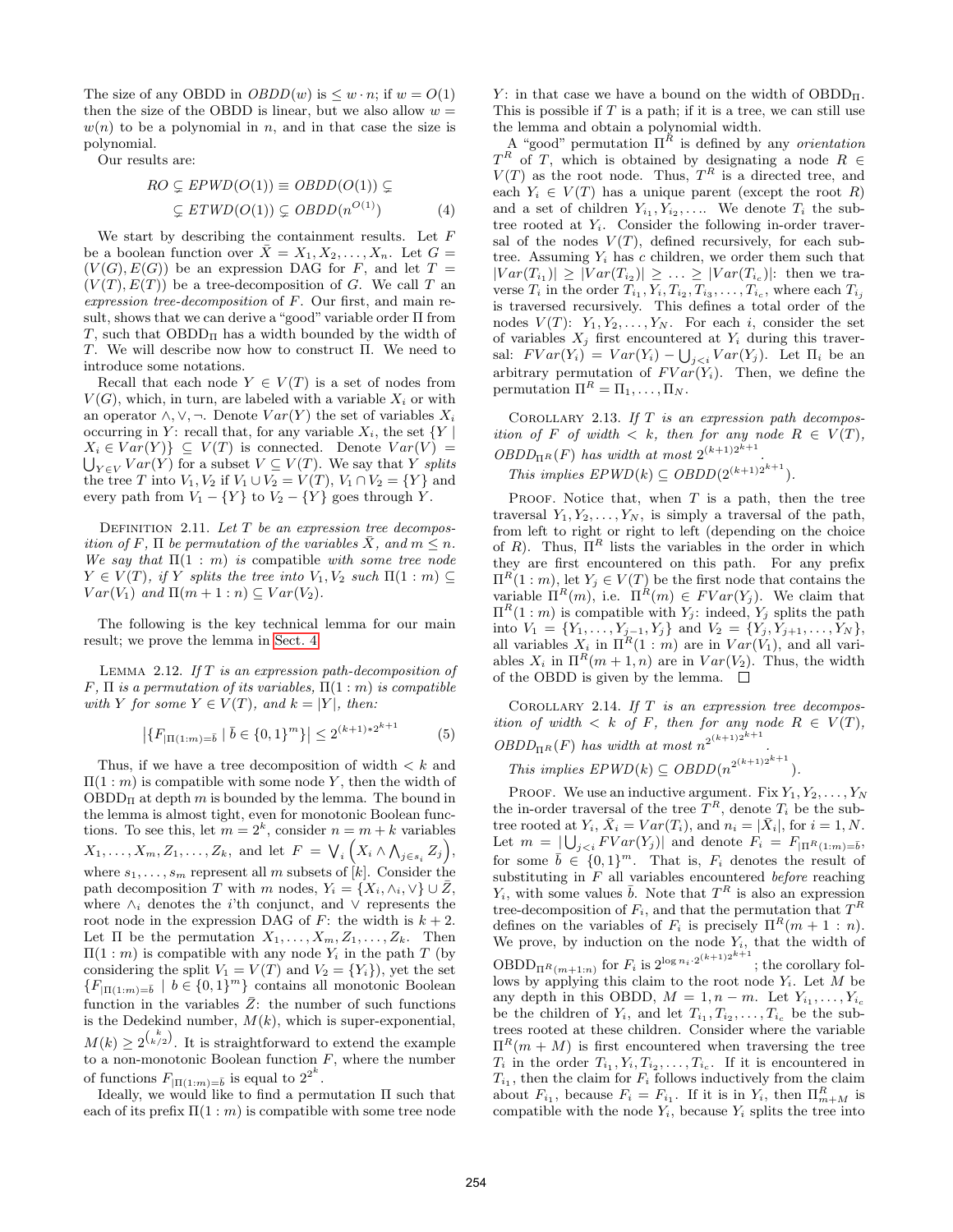The size of any OBDD in $OBDD(w)$ is $\leq w \cdot n$; if $w = O(1)$ then the size of the OBDD is linear, but we also allow $w = w(n)$ to be a polynomial in $n$, and in that case the size is polynomial.

Our results are:

$$RO \subsetneq EPWD(O(1)) \equiv OBDD(O(1)) \subsetneq$$
$$\subsetneq ETWD(O(1)) \subsetneq OBDD(n^{O(1)}) \quad (4)$$

We start by describing the containment results. Let $F$ be a boolean function over $\bar{X} = X_1, X_2, \ldots, X_n$. Let $G = (V(G), E(G))$ be an expression DAG for $F$, and let $T = (V(T), E(T))$ be a tree-decomposition of $G$. We call $T$ an *expression tree-decomposition* of $F$. Our first, and main result, shows that we can derive a "good" variable order $\Pi$ from $T$, such that $\text{OBDD}_\Pi$ has a width bounded by the width of $T$. We will describe now how to construct $\Pi$. We need to introduce some notations.

Recall that each node $Y \in V(T)$ is a set of nodes from $V(G)$, which, in turn, are labeled with a variable $X_i$ or with an operator $\wedge, \vee, \neg$. Denote $Var(Y)$ the set of variables $X_i$ occurring in $Y$: recall that, for any variable $X_i$, the set $\{Y \mid X_i \in Var(Y)\} \subseteq V(T)$ is connected. Denote $Var(V) = \bigcup_{Y \in V} Var(Y)$ for a subset $V \subseteq V(T)$. We say that $Y$ *splits* the tree $T$ into $V_1, V_2$ if $V_1 \cup V_2 = V(T)$, $V_1 \cap V_2 = \{Y\}$ and every path from $V_1 - \{Y\}$ to $V_2 - \{Y\}$ goes through $Y$.

Definition 2.11. *Let $T$ be an expression tree decomposition of $F$, $\Pi$ be permutation of the variables $\bar{X}$, and $m \leq n$. We say that $\Pi(1:m)$ is compatible with some tree node $Y \in V(T)$, if $Y$ splits the tree into $V_1, V_2$ such $\Pi(1:m) \subseteq Var(V_1)$ and $\Pi(m+1:n) \subseteq Var(V_2)$.*

The following is the key technical lemma for our main result; we prove the lemma in Sect. 4.

Lemma 2.12. *If $T$ is an expression path-decomposition of $F$, $\Pi$ is a permutation of its variables, $\Pi(1:m)$ is compatible with $Y$ for some $Y \in V(T)$, and $k = |Y|$, then:*

$$\left|\{F_{|\Pi(1:m)=\bar{b}} \mid \bar{b} \in \{0,1\}^m\}\right| \leq 2^{(k+1)*2^{k+1}} \quad (5)$$

Thus, if we have a tree decomposition of width $< k$ and $\Pi(1:m)$ is compatible with some node $Y$, then the width of $\text{OBDD}_\Pi$ at depth $m$ is bounded by the lemma. The bound in the lemma is almost tight, even for monotonic Boolean functions. To see this, let $m = 2^k$, consider $n = m + k$ variables $X_1, \ldots, X_m, Z_1, \ldots, Z_k$, and let $F = \bigvee_i \left(X_i \wedge \bigwedge_{j \in s_i} Z_j\right)$, where $s_1, \ldots, s_m$ represent all $m$ subsets of $[k]$. Consider the path decomposition $T$ with $m$ nodes, $Y_i = \{X_i, \wedge_i, \vee\} \cup \bar{Z}$, where $\wedge_i$ denotes the $i$'th conjunct, and $\vee$ represents the root node in the expression DAG of $F$: the width is $k + 2$. Let $\Pi$ be the permutation $X_1, \ldots, X_m, Z_1, \ldots, Z_k$. Then $\Pi(1:m)$ is compatible with any node $Y_i$ in the path $T$ (by considering the split $V_1 = V(T)$ and $V_2 = \{Y_i\}$), yet the set $\{F_{|\Pi(1:m)=\bar{b}} \mid b \in \{0,1\}^m\}$ contains all monotonic Boolean function in the variables $\bar{Z}$: the number of such functions is the Dedekind number, $M(k)$, which is super-exponential, $M(k) \geq 2^{\binom{k}{k/2}}$. It is straightforward to extend the example to a non-monotonic Boolean function $F$, where the number of functions $F_{|\Pi(1:m)=\bar{b}}$ is equal to $2^{2^k}$.

Ideally, we would like to find a permutation $\Pi$ such that each of its prefix $\Pi(1:m)$ is compatible with some tree node $Y$: in that case we have a bound on the width of $\text{OBDD}_\Pi$. This is possible if $T$ is a path; if it is a tree, we can still use the lemma and obtain a polynomial width.

A "good" permutation $\Pi^R$ is defined by any *orientation* $T^R$ of $T$, which is obtained by designating a node $R \in V(T)$ as the root node. Thus, $T^R$ is a directed tree, and each $Y_i \in V(T)$ has a unique parent (except the root $R$) and a set of children $Y_{i_1}, Y_{i_2}, \ldots$. We denote $T_i$ the subtree rooted at $Y_i$. Consider the following in-order traversal of the nodes $V(T)$, defined recursively, for each subtree. Assuming $Y_i$ has $c$ children, we order them such that $|Var(T_{i_1})| \geq |Var(T_{i_2})| \geq \ldots \geq |Var(T_{i_c})|$: then we traverse $T_i$ in the order $T_{i_1}, Y_i, T_{i_2}, T_{i_3}, \ldots, T_{i_c}$, where each $T_{i_j}$ is traversed recursively. This defines a total order of the nodes $V(T)$: $Y_1, Y_2, \ldots, Y_N$. For each $i$, consider the set of variables $X_j$ first encountered at $Y_i$ during this traversal: $FVar(Y_i) = Var(Y_i) - \bigcup_{j<i} Var(Y_j)$. Let $\Pi_i$ be an arbitrary permutation of $FVar(Y_i)$. Then, we define the permutation $\Pi^R = \Pi_1, \ldots, \Pi_N$.

Corollary 2.13. *If $T$ is an expression path decomposition of $F$ of width $< k$, then for any node $R \in V(T)$, $\text{OBDD}_{\Pi^R}(F)$ has width at most $2^{(k+1)2^{k+1}}$.*

*This implies $EPWD(k) \subseteq OBDD(2^{(k+1)2^{k+1}})$.*

Proof. Notice that, when $T$ is a path, then the tree traversal $Y_1, Y_2, \ldots, Y_N$, is simply a traversal of the path, from left to right or right to left (depending on the choice of $R$). Thus, $\Pi^R$ lists the variables in the order in which they are first encountered on this path. For any prefix $\Pi^R(1:m)$, let $Y_j \in V(T)$ be the first node that contains the variable $\Pi^R(m)$, i.e. $\Pi^R(m) \in FVar(Y_j)$. We claim that $\Pi^R(1:m)$ is compatible with $Y_j$: indeed, $Y_j$ splits the path into $V_1 = \{Y_1, \ldots, Y_{j-1}, Y_j\}$ and $V_2 = \{Y_j, Y_{j+1}, \ldots, Y_N\}$, all variables $X_i$ in $\Pi^R(1:m)$ are in $Var(V_1)$, and all variables $X_i$ in $\Pi^R(m+1,n)$ are in $Var(V_2)$. Thus, the width of the OBDD is given by the lemma. $\Box$

Corollary 2.14. *If $T$ is an expression tree decomposition of width $< k$ of $F$, then for any node $R \in V(T)$, $\text{OBDD}_{\Pi^R}(F)$ has width at most $n^{2^{(k+1)2^{k+1}}}$.*

*This implies $EPWD(k) \subseteq OBDD(n^{2^{(k+1)2^{k+1}}})$.*

Proof. We use an inductive argument. Fix $Y_1, Y_2, \ldots, Y_N$ the in-order traversal of the tree $T^R$, denote $T_i$ be the subtree rooted at $Y_i$, $\bar{X}_i = Var(T_i)$, and $n_i = |\bar{X}_i|$, for $i = 1, N$. Let $m = |\bigcup_{j<i} FVar(Y_j)|$ and denote $F_i = F_{|\Pi^R(1:m)=\bar{b}}$, for some $\bar{b} \in \{0,1\}^m$. That is, $F_i$ denotes the result of substituting in $F$ all variables encountered *before* reaching $Y_i$, with some values $\bar{b}$. Note that $T^R$ is also an expression tree-decomposition of $F_i$, and that the permutation that $T^R$ defines on the variables of $F_i$ is precisely $\Pi^R(m+1:n)$. We prove, by induction on the node $Y_i$, that the width of $\text{OBDD}_{\Pi^R(m+1:n)}$ for $F_i$ is $2^{\log n_i \cdot 2^{(k+1)2^{k+1}}}$; the corollary follows by applying this claim to the root node $Y_i$. Let $M$ be any depth in this OBDD, $M = 1, n - m$. Let $Y_{i_1}, \ldots, Y_{i_c}$ be the children of $Y_i$, and let $T_{i_1}, T_{i_2}, \ldots, T_{i_c}$ be the subtrees rooted at these children. Consider where the variable $\Pi^R(m+M)$ is first encountered when traversing the tree $T_i$ in the order $T_{i_1}, Y_i, T_{i_2}, \ldots, T_{i_c}$. If it is encountered in $T_{i_1}$, then the claim for $F_i$ follows inductively from the claim about $F_{i_1}$, because $F_i = F_{i_1}$. If it is in $Y_i$, then $\Pi^R_{m+M}$ is compatible with the node $Y_i$, because $Y_i$ splits the tree into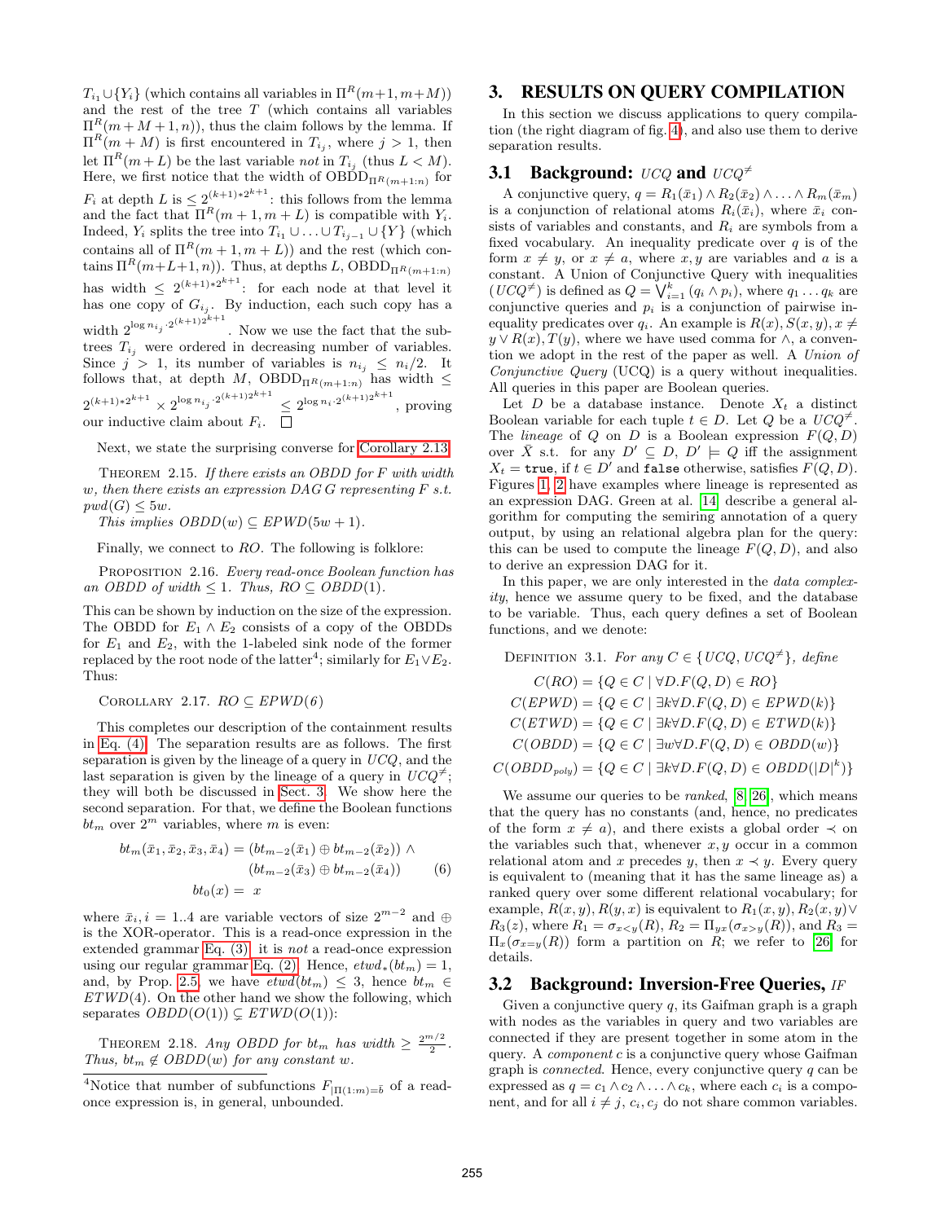$T_{i_1} \cup \{Y_i\}$ (which contains all variables in $\Pi^R(m+1, m+M)$) and the rest of the tree $T$ (which contains all variables $\Pi^R(m+M+1, n)$), thus the claim follows by the lemma. If $\Pi^R(m+M)$ is first encountered in $T_{i_j}$, where $j > 1$, then let $\Pi^R(m+L)$ be the last variable *not* in $T_{i_j}$ (thus $L < M$). Here, we first notice that the width of $\text{OBDD}_{\Pi^R(m+1:n)}$ for $F_i$ at depth $L$ is $\leq 2^{(k+1)*2^{k+1}}$: this follows from the lemma and the fact that $\Pi^R(m+1, m+L)$ is compatible with $Y_i$. Indeed, $Y_i$ splits the tree into $T_{i_1} \cup \ldots \cup T_{i_{j-1}} \cup \{Y\}$ (which contains all of $\Pi^R(m+1, m+L)$) and the rest (which contains $\Pi^R(m+L+1, n)$). Thus, at depths $L$, $\text{OBDD}_{\Pi^R(m+1:n)}$ has width $\leq 2^{(k+1)*2^{k+1}}$: for each node at that level it has one copy of $G_{i_j}$. By induction, each such copy has a width $2^{\log n_{i_j} \cdot 2^{(k+1)2^{k+1}}}$. Now we use the fact that the subtrees $T_{i_j}$ were ordered in decreasing number of variables. Since $j > 1$, its number of variables is $n_{i_j} \leq n_i/2$. It follows that, at depth $M$, $\text{OBDD}_{\Pi^R(m+1:n)}$ has width $\leq 2^{(k+1)*2^{k+1}} \times 2^{\log n_{i_j} \cdot 2^{(k+1)2^{k+1}}} \leq 2^{\log n_i \cdot 2^{(k+1)2^{k+1}}}$, proving our inductive claim about $F_i$. □

Next, we state the surprising converse for Corollary 2.13.

THEOREM 2.15. *If there exists an OBDD for $F$ with width $w$, then there exists an expression DAG $G$ representing $F$ s.t. $pwd(G) \leq 5w$.*

*This implies $OBDD(w) \subseteq EPWD(5w+1)$.*

Finally, we connect to *RO*. The following is folklore:

PROPOSITION 2.16. *Every read-once Boolean function has an OBDD of width $\leq 1$. Thus, $RO \subseteq OBDD(1)$.*

This can be shown by induction on the size of the expression. The OBDD for $E_1 \wedge E_2$ consists of a copy of the OBDDs for $E_1$ and $E_2$, with the 1-labeled sink node of the former replaced by the root node of the latter[4]; similarly for $E_1 \vee E_2$. Thus:

COROLLARY 2.17. *$RO \subseteq EPWD(6)$*

This completes our description of the containment results in Eq. (4). The separation results are as follows. The first separation is given by the lineage of a query in *UCQ*, and the last separation is given by the lineage of a query in $UCQ^{\neq}$; they will both be discussed in Sect. 3. We show here the second separation. For that, we define the Boolean functions $bt_m$ over $2^m$ variables, where $m$ is even:

$$
\begin{aligned}
bt_m(\bar{x}_1, \bar{x}_2, \bar{x}_3, \bar{x}_4) = &(bt_{m-2}(\bar{x}_1) \oplus bt_{m-2}(\bar{x}_2)) \wedge \\
&(bt_{m-2}(\bar{x}_3) \oplus bt_{m-2}(\bar{x}_4)) \qquad (6) \\
bt_0(x) = &\; x
\end{aligned}
$$

where $\bar{x}_i, i = 1..4$ are variable vectors of size $2^{m-2}$ and $\oplus$ is the XOR-operator. This is a read-once expression in the extended grammar Eq. (3); it is *not* a read-once expression using our regular grammar Eq. (2). Hence, $etwd_*(bt_m) = 1$, and, by Prop. 2.5, we have $etwd(bt_m) \leq 3$, hence $bt_m \in ETWD(4)$. On the other hand we show the following, which separates $OBDD(O(1)) \subsetneq ETWD(O(1))$:

THEOREM 2.18. *Any OBDD for $bt_m$ has width $\geq \frac{2^{m/2}}{2}$. Thus, $bt_m \notin OBDD(w)$ for any constant $w$.*

[4]Notice that number of subfunctions $F_{|\Pi(1:m)=\bar{b}}$ of a read-once expression is, in general, unbounded.

# 3. RESULTS ON QUERY COMPILATION

In this section we discuss applications to query compilation (the right diagram of fig. 4), and also use them to derive separation results.

## 3.1 Background: *UCQ* and $UCQ^{\neq}$

A conjunctive query, $q = R_1(\bar{x}_1) \wedge R_2(\bar{x}_2) \wedge \ldots \wedge R_m(\bar{x}_m)$ is a conjunction of relational atoms $R_i(\bar{x}_i)$, where $\bar{x}_i$ consists of variables and constants, and $R_i$ are symbols from a fixed vocabulary. An inequality predicate over $q$ is of the form $x \neq y$, or $x \neq a$, where $x, y$ are variables and $a$ is a constant. A Union of Conjunctive Query with inequalities ($UCQ^{\neq}$) is defined as $Q = \bigvee_{i=1}^{k}(q_i \wedge p_i)$, where $q_1 \ldots q_k$ are conjunctive queries and $p_i$ is a conjunction of pairwise inequality predicates over $q_i$. An example is $R(x), S(x,y), x \neq y \vee R(x), T(y)$, where we have used comma for $\wedge$, a convention we adopt in the rest of the paper as well. A *Union of Conjunctive Query* (UCQ) is a query without inequalities. All queries in this paper are Boolean queries.

Let $D$ be a database instance. Denote $X_t$ a distinct Boolean variable for each tuple $t \in D$. Let $Q$ be a $UCQ^{\neq}$. The *lineage* of $Q$ on $D$ is a Boolean expression $F(Q, D)$ over $\bar{X}$ s.t. for any $D' \subseteq D$, $D' \models Q$ iff the assignment $X_t =$ `true`, if $t \in D'$ and `false` otherwise, satisfies $F(Q, D)$. Figures 1, 2 have examples where lineage is represented as an expression DAG. Green at al. [14] describe a general algorithm for computing the semiring annotation of a query output, by using an relational algebra plan for the query: this can be used to compute the lineage $F(Q, D)$, and also to derive an expression DAG for it.

In this paper, we are only interested in the *data complexity*, hence we assume query to be fixed, and the database to be variable. Thus, each query defines a set of Boolean functions, and we denote:

DEFINITION 3.1. *For any $C \in \{UCQ, UCQ^{\neq}\}$, define*

$$
\begin{aligned}
C(RO) &= \{Q \in C \mid \forall D. F(Q, D) \in RO\} \\
C(EPWD) &= \{Q \in C \mid \exists k \forall D. F(Q, D) \in EPWD(k)\} \\
C(ETWD) &= \{Q \in C \mid \exists k \forall D. F(Q, D) \in ETWD(k)\} \\
C(OBDD) &= \{Q \in C \mid \exists w \forall D. F(Q, D) \in OBDD(w)\} \\
C(OBDD_{poly}) &= \{Q \in C \mid \exists k \forall D. F(Q, D) \in OBDD(|D|^k)\}
\end{aligned}
$$

We assume our queries to be *ranked*, [8, 26], which means that the query has no constants (and, hence, no predicates of the form $x \neq a$), and there exists a global order $\prec$ on the variables such that, whenever $x, y$ occur in a common relational atom and $x$ precedes $y$, then $x \prec y$. Every query is equivalent to (meaning that it has the same lineage as) a ranked query over some different relational vocabulary; for example, $R(x,y), R(y,x)$ is equivalent to $R_1(x,y), R_2(x,y) \vee R_3(z)$, where $R_1 = \sigma_{x<y}(R)$, $R_2 = \Pi_{yx}(\sigma_{x>y}(R))$, and $R_3 = \Pi_x(\sigma_{x=y}(R))$ form a partition on $R$; we refer to [26] for details.

## 3.2 Background: Inversion-Free Queries, *IF*

Given a conjunctive query $q$, its Gaifman graph is a graph with nodes as the variables in query and two variables are connected if they are present together in some atom in the query. A *component* $c$ is a conjunctive query whose Gaifman graph is *connected*. Hence, every conjunctive query $q$ can be expressed as $q = c_1 \wedge c_2 \wedge \ldots \wedge c_k$, where each $c_i$ is a component, and for all $i \neq j$, $c_i, c_j$ do not share common variables.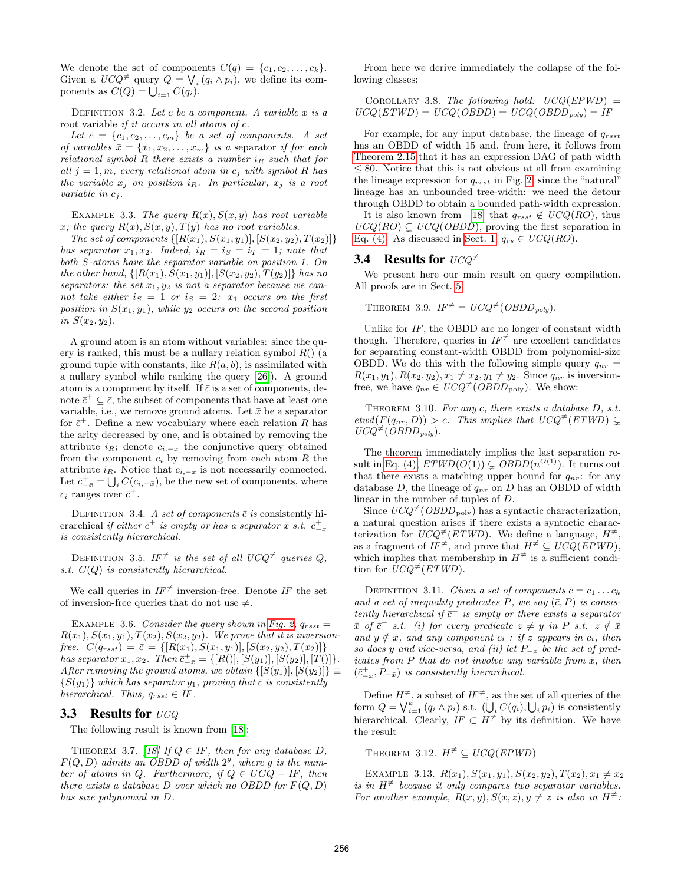We denote the set of components $C(q) = \{c_1, c_2, \ldots, c_k\}$. Given a $UCQ^{\neq}$ query $Q = \bigvee_i (q_i \wedge p_i)$, we define its components as $C(Q) = \bigcup_{i=1} C(q_i)$.

Definition 3.2. *Let $c$ be a component. A variable $x$ is a* root variable *if it occurs in all atoms of $c$.*

*Let $\bar{c} = \{c_1, c_2, \ldots, c_m\}$ be a set of components. A set of variables $\bar{x} = \{x_1, x_2, \ldots, x_m\}$ is a* separator *if for each relational symbol $R$ there exists a number $i_R$ such that for all $j = 1, m$, every relational atom in $c_j$ with symbol $R$ has the variable $x_j$ on position $i_R$. In particular, $x_j$ is a root variable in $c_j$.*

Example 3.3. *The query $R(x), S(x, y)$ has root variable $x$; the query $R(x), S(x, y), T(y)$ has no root variables.*

*The set of components $\{[R(x_1), S(x_1, y_1)], [S(x_2, y_2), T(x_2)]\}$ has separator $x_1, x_2$. Indeed, $i_R = i_S = i_T = 1$; note that both $S$-atoms have the separator variable on position 1. On the other hand, $\{[R(x_1), S(x_1, y_1)], [S(x_2, y_2), T(y_2)]\}$ has no separators: the set $x_1, y_2$ is not a separator because we cannot take either $i_S = 1$ or $i_S = 2$: $x_1$ occurs on the first position in $S(x_1, y_1)$, while $y_2$ occurs on the second position in $S(x_2, y_2)$.*

A ground atom is an atom without variables: since the query is ranked, this must be a nullary relation symbol $R()$ (a ground tuple with constants, like $R(a, b)$, is assimilated with a nullary symbol while ranking the query [26]). A ground atom is a component by itself. If $\bar{c}$ is a set of components, denote $\bar{c}^+ \subseteq \bar{c}$, the subset of components that have at least one variable, i.e., we remove ground atoms. Let $\bar{x}$ be a separator for $\bar{c}^+$. Define a new vocabulary where each relation $R$ has the arity decreased by one, and is obtained by removing the attribute $i_R$; denote $c_{i,-\bar{x}}$ the conjunctive query obtained from the component $c_i$ by removing from each atom $R$ the attribute $i_R$. Notice that $c_{i,-\bar{x}}$ is not necessarily connected. Let $\bar{c}^+_{-\bar{x}} = \bigcup_i C(c_{i,-\bar{x}})$, be the new set of components, where $c_i$ ranges over $\bar{c}^+$.

Definition 3.4. *A set of components $\bar{c}$ is* consistently hierarchical *if either $\bar{c}^+$ is empty or has a separator $\bar{x}$ s.t. $\bar{c}^+_{-\bar{x}}$ is consistently hierarchical.*

Definition 3.5. *$IF^{\neq}$ is the set of all $UCQ^{\neq}$ queries $Q$, s.t. $C(Q)$ is consistently hierarchical.*

We call queries in $IF^{\neq}$ inversion-free. Denote $IF$ the set of inversion-free queries that do not use $\neq$.

Example 3.6. *Consider the query shown in Fig. 2, $q_{rsst} = R(x_1), S(x_1, y_1), T(x_2), S(x_2, y_2)$. We prove that it is inversion-free. $C(q_{rsst}) = \bar{c} = \{[R(x_1), S(x_1, y_1)], [S(x_2, y_2), T(x_2)]\}$ has separator $x_1, x_2$. Then $\bar{c}^+_{-\bar{x}} = \{[R()], [S(y_1)], [S(y_2)], [T()]\}$. After removing the ground atoms, we obtain $\{[S(y_1)], [S(y_2)]\} \equiv \{S(y_1)\}$ which has separator $y_1$, proving that $\bar{c}$ is consistently hierarchical. Thus, $q_{rsst} \in IF$.*

### 3.3 Results for $UCQ$

The following result is known from [18]:

Theorem 3.7. *[18] If $Q \in IF$, then for any database $D$, $F(Q, D)$ admits an OBDD of width $2^g$, where $g$ is the number of atoms in $Q$. Furthermore, if $Q \in UCQ - IF$, then there exists a database $D$ over which no OBDD for $F(Q, D)$ has size polynomial in $D$.*

From here we derive immediately the collapse of the following classes:

Corollary 3.8. *The following hold: $UCQ(EPWD) = UCQ(ETWD) = UCQ(OBDD) = UCQ(OBDD_{poly}) = IF$*

For example, for any input database, the lineage of $q_{rsst}$ has an OBDD of width 15 and, from here, it follows from Theorem 2.15 that it has an expression DAG of path width $\leq 80$. Notice that this is not obvious at all from examining the lineage expression for $q_{rsst}$ in Fig. 2, since the "natural" lineage has an unbounded tree-width: we need the detour through OBDD to obtain a bounded path-width expression.

It is also known from [18] that $q_{rsst} \notin UCQ(RO)$, thus $UCQ(RO) \subsetneq UCQ(OBDD)$, proving the first separation in Eq. (4). As discussed in Sect. 1, $q_{rs} \in UCQ(RO)$.

### 3.4 Results for $UCQ^{\neq}$

We present here our main result on query compilation. All proofs are in Sect. 5.

Theorem 3.9. *$IF^{\neq} = UCQ^{\neq}(OBDD_{poly})$.*

Unlike for $IF$, the OBDD are no longer of constant width though. Therefore, queries in $IF^{\neq}$ are excellent candidates for separating constant-width OBDD from polynomial-size OBDD. We do this with the following simple query $q_{nr} = R(x_1, y_1), R(x_2, y_2), x_1 \neq x_2, y_1 \neq y_2$. Since $q_{nr}$ is inversion-free, we have $q_{nr} \in UCQ^{\neq}(OBDD_{\text{poly}})$. We show:

Theorem 3.10. *For any $c$, there exists a database $D$, s.t. $etwd(F(q_{nr}, D)) > c$. This implies that $UCQ^{\neq}(ETWD) \subsetneq UCQ^{\neq}(OBDD_{poly})$.*

The theorem immediately implies the last separation result in Eq. (4), $ETWD(O(1)) \subsetneq OBDD(n^{O(1)})$. It turns out that there exists a matching upper bound for $q_{nr}$: for any database $D$, the lineage of $q_{nr}$ on $D$ has an OBDD of width linear in the number of tuples of $D$.

Since $UCQ^{\neq}(OBDD_{\text{poly}})$ has a syntactic characterization, a natural question arises if there exists a syntactic characterization for $UCQ^{\neq}(ETWD)$. We define a language, $H^{\neq}$, as a fragment of $IF^{\neq}$, and prove that $H^{\neq} \subseteq UCQ(EPWD)$, which implies that membership in $H^{\neq}$ is a sufficient condition for $UCQ^{\neq}(ETWD)$.

Definition 3.11. *Given a set of components $\bar{c} = c_1 \ldots c_k$ and a set of inequality predicates $P$, we say $(\bar{c}, P)$ is consistently hierarchical if $\bar{c}^+$ is empty or there exists a separator $\bar{x}$ of $\bar{c}^+$ s.t. (i) for every predicate $z \neq y$ in $P$ s.t. $z \notin \bar{x}$ and $y \notin \bar{x}$, and any component $c_i$ : if $z$ appears in $c_i$, then so does $y$ and vice-versa, and (ii) let $P_{-\bar{x}}$ be the set of predicates from $P$ that do not involve any variable from $\bar{x}$, then $(\bar{c}^+_{-\bar{x}}, P_{-\bar{x}})$ is consistently hierarchical.*

Define $H^{\neq}$, a subset of $IF^{\neq}$, as the set of all queries of the form $Q = \bigvee_{i=1}^{k} (q_i \wedge p_i)$ s.t. $(\bigcup_i C(q_i), \bigcup_i p_i)$ is consistently hierarchical. Clearly, $IF \subset H^{\neq}$ by its definition. We have the result

Theorem 3.12. *$H^{\neq} \subseteq UCQ(EPWD)$*

Example 3.13. *$R(x_1), S(x_1, y_1), S(x_2, y_2), T(x_2), x_1 \neq x_2$ is in $H^{\neq}$ because it only compares two separator variables. For another example, $R(x, y), S(x, z), y \neq z$ is also in $H^{\neq}$:*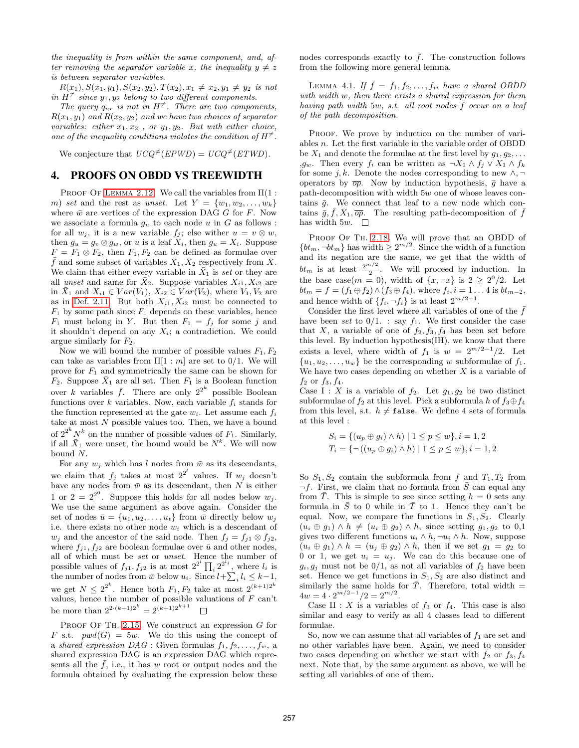*the inequality is from within the same component, and, after removing the separator variable $x$, the inequality $y \neq z$ is between separator variables.*

*$R(x_1), S(x_1, y_1), S(x_2, y_2), T(x_2), x_1 \neq x_2, y_1 \neq y_2$ is not in $H^{\neq}$ since $y_1, y_2$ belong to two different components.*

*The query $q_{nr}$ is not in $H^{\neq}$. There are two components, $R(x_1, y_1)$ and $R(x_2, y_2)$ and we have two choices of separator variables: either $x_1, x_2$ , or $y_1, y_2$. But with either choice, one of the inequality conditions violates the condition of $H^{\neq}$.*

We conjecture that $UCQ^{\neq}(EPWD) = UCQ^{\neq}(ETWD)$.

## 4. PROOFS ON OBDD VS TREEWIDTH

PROOF OF LEMMA 2.12. We call the variables from $\Pi(1 : m)$ *set* and the rest as *unset*. Let $Y = \{w_1, w_2, \ldots, w_k\}$ where $\bar{w}$ are vertices of the expression DAG $G$ for $F$. Now we associate a formula $g_u$ to each node $u$ in $G$ as follows : for all $w_j$, it is a new variable $f_j$; else wither $u = v \otimes w$, then $g_u = g_v \otimes g_w$, or $u$ is a leaf $X_i$, then $g_u = X_i$. Suppose $F = F_1 \otimes F_2$, then $F_1, F_2$ can be defined as formulae over $\bar{f}$ and some subset of variables $\bar{X}_1, \bar{X}_2$ respectively from $\bar{X}$. We claim that either every variable in $\bar{X}_1$ is *set* or they are all *unset* and same for $\bar{X}_2$. Suppose variables $X_{i1}, X_{i2}$ are in $\bar{X}_1$ and $X_{i1} \in Var(V_1)$, $X_{i2} \in Var(V_2)$, where $V_1, V_2$ are as in Def. 2.11. But both $X_{i1}, X_{i2}$ must be connected to $F_1$ by some path since $F_1$ depends on these variables, hence $F_1$ must belong in $Y$. But then $F_1 = f_j$ for some $j$ and it shouldn't depend on any $X_i$; a contradiction. We could argue similarly for $F_2$.

Now we will bound the number of possible values $F_1, F_2$ can take as variables from $\Pi[1 : m]$ are set to 0/1. We will prove for $F_1$ and symmetrically the same can be shown for $F_2$. Suppose $\bar{X}_1$ are all set. Then $F_1$ is a Boolean function over $k$ variables $\bar{f}$. There are only $2^{2^k}$ possible Boolean functions over $k$ variables. Now, each variable $f_i$ stands for the function represented at the gate $w_i$. Let assume each $f_i$ take at most $N$ possible values too. Then, we have a bound of $2^{2^k} N^k$ on the number of possible values of $F_1$. Similarly, if all $\bar{X}_1$ were unset, the bound would be $N^k$. We will now bound $N$.

For any $w_j$ which has $l$ nodes from $\bar{w}$ as its descendants, we claim that $f_j$ takes at most $2^{2^l}$ values. If $w_j$ doesn't have any nodes from $\bar{w}$ as its descendant, then $N$ is either 1 or $2 = 2^{2^0}$. Suppose this holds for all nodes below $w_j$. We use the same argument as above again. Consider the set of nodes $\bar{u} = \{u_1, u_2, \ldots, u_t\}$ from $\bar{w}$ directly below $w_j$ i.e. there exists no other node $w_i$ which is a descendant of $w_j$ and the ancestor of the said node. Then $f_j = f_{j1} \otimes f_{j2}$, where $f_{j1}, f_{j2}$ are boolean formulae over $\bar{u}$ and other nodes, all of which must be *set* or *unset*. Hence the number of possible values of $f_{j1}, f_{j2}$ is at most $2^{2^l} \prod_i 2^{2^{l_i}}$, where $l_i$ is the number of nodes from $\bar{w}$ below $u_i$. Since $l + \sum_i l_i \leq k-1$, we get $N \leq 2^{2^k}$. Hence both $F_1, F_2$ take at most $2^{(k+1)2^k}$ values, hence the number of possible valuations of $F$ can't be more than $2^{2 \cdot (k+1)2^k} = 2^{(k+1)2^{k+1}}$ $\square$

PROOF OF TH. 2.15. We construct an expression $G$ for $F$ s.t. $pwd(G) = 5w$. We do this using the concept of a *shared expression DAG* : Given formulas $f_1, f_2, \ldots, f_w$, a shared expression DAG is an expression DAG which represents all the $\bar{f}$, i.e., it has $w$ root or output nodes and the formula obtained by evaluating the expression below these nodes corresponds exactly to $\bar{f}$. The construction follows from the following more general lemma.

LEMMA 4.1. *If $\bar{f} = f_1, f_2, \ldots, f_w$ have a shared OBDD with width $w$, then there exists a shared expression for them having path width $5w$, s.t. all root nodes $\bar{f}$ occur on a leaf of the path decomposition.*

PROOF. We prove by induction on the number of variables $n$. Let the first variable in the variable order of OBDD be $X_1$ and denote the formulae at the first level by $g_1, g_2, \ldots, g_w$. Then every $f_i$ can be written as $\neg X_1 \wedge f_j \vee X_1 \wedge f_k$ for some $j, k$. Denote the nodes corresponding to new $\wedge, \neg$ operators by $\overline{op}$. Now by induction hypothesis, $\bar{g}$ have a path-decomposition with width $5w$ one of whose leaves contains $\bar{g}$. We connect that leaf to a new node which contains $\bar{g}, \bar{f}, X_1, \overline{op}$. The resulting path-decomposition of $\bar{f}$ has width $5w$. $\square$

PROOF OF TH. 2.18. We will prove that an OBDD of $\{bt_m, \neg bt_m\}$ has width $\geq 2^{m/2}$. Since the width of a function and its negation are the same, we get that the width of $bt_m$ is at least $\frac{2^{m/2}}{2}$. We will proceed by induction. In the base case($m = 0$), width of $\{x, \neg x\}$ is $2 \geq 2^0/2$. Let $bt_m = f = (f_1 \oplus f_2) \wedge (f_3 \oplus f_4)$, where $f_i, i = 1 \ldots 4$ is $bt_{m-2}$, and hence width of $\{f_i, \neg f_i\}$ is at least $2^{m/2-1}$.

Consider the first level where all variables of one of the $\bar{f}$ have been *set* to 0/1. : say $f_1$. We first consider the case that $X$, a variable of one of $f_2, f_3, f_4$ has been set before this level. By induction hypothesis(IH), we know that there exists a level, where width of $f_1$ is $w = 2^{m/2-1}/2$. Let $\{u_1, u_2, \ldots, u_w\}$ be the corresponding $w$ subformulae of $f_1$. We have two cases depending on whether $X$ is a variable of $f_2$ or $f_3, f_4$.

Case I : $X$ is a variable of $f_2$. Let $g_1, g_2$ be two distinct subformulae of $f_2$ at this level. Pick a subformula $h$ of $f_3 \oplus f_4$ from this level, s.t. $h \neq \texttt{false}$. We define 4 sets of formula at this level :

$$S_i = \{(u_p \oplus g_i) \wedge h) \mid 1 \leq p \leq w\}, i = 1, 2$$
$$T_i = \{\neg((u_p \oplus g_i) \wedge h) \mid 1 \leq p \leq w\}, i = 1, 2$$

So $S_1, S_2$ contain the subformula from $f$ and $T_1, T_2$ from $\neg f$. First, we claim that no formula from $\bar{S}$ can equal any from $\bar{T}$. This is simple to see since setting $h = 0$ sets any formula in $\bar{S}$ to 0 while in $\bar{T}$ to 1. Hence they can't be equal. Now, we compare the functions in $S_1, S_2$. Clearly $(u_i \oplus g_1) \wedge h \neq (u_i \oplus g_2) \wedge h$, since setting $g_1, g_2$ to 0,1 gives two different functions $u_i \wedge h, \neg u_i \wedge h$. Now, suppose $(u_i \oplus g_1) \wedge h = (u_j \oplus g_2) \wedge h$, then if we set $g_1 = g_2$ to 0 or 1, we get $u_i = u_j$. We can do this because one of $g_i, g_j$ must not be 0/1, as not all variables of $f_2$ have been set. Hence we get functions in $S_1, S_2$ are also distinct and similarly the same holds for $\bar{T}$. Therefore, total width $= 4w = 4 \cdot 2^{m/2-1}/2 = 2^{m/2}$.

Case II : $X$ is a variables of $f_3$ or $f_4$. This case is also similar and easy to verify as all 4 classes lead to different formulae.

So, now we can assume that all variables of $f_1$ are set and no other variables have been. Again, we need to consider two cases depending on whether we start with $f_2$ or $f_3, f_4$ next. Note that, by the same argument as above, we will be setting all variables of one of them.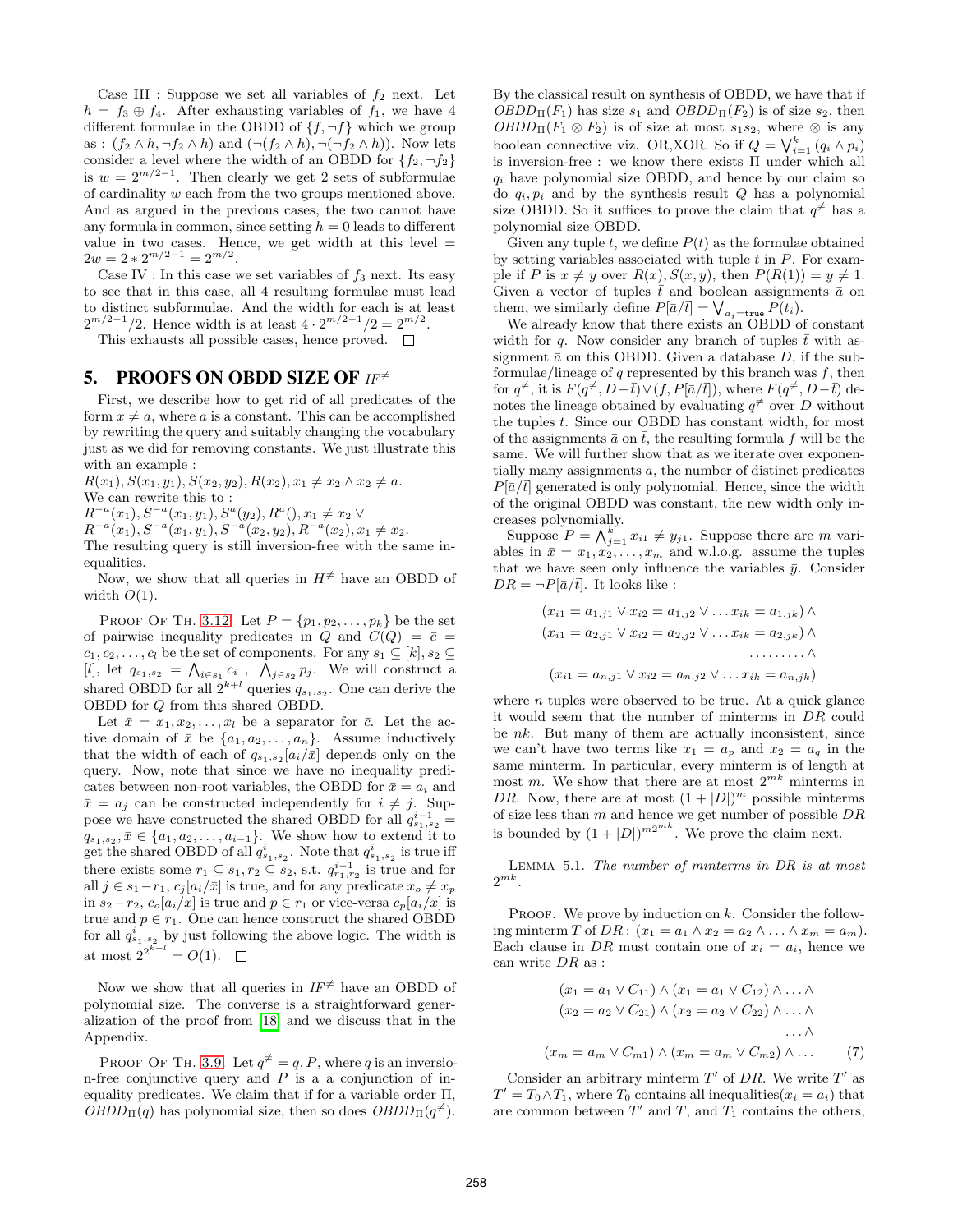Case III : Suppose we set all variables of $f_2$ next. Let $h = f_3 \oplus f_4$. After exhausting variables of $f_1$, we have 4 different formulae in the OBDD of $\{f, \neg f\}$ which we group as : $(f_2 \wedge h, \neg f_2 \wedge h)$ and $(\neg(f_2 \wedge h), \neg(\neg f_2 \wedge h))$. Now lets consider a level where the width of an OBDD for $\{f_2, \neg f_2\}$ is $w = 2^{m/2-1}$. Then clearly we get 2 sets of subformulae of cardinality $w$ each from the two groups mentioned above. And as argued in the previous cases, the two cannot have any formula in common, since setting $h = 0$ leads to different value in two cases. Hence, we get width at this level $= 2w = 2 * 2^{m/2-1} = 2^{m/2}$.

Case IV : In this case we set variables of $f_3$ next. Its easy to see that in this case, all 4 resulting formulae must lead to distinct subformulae. And the width for each is at least $2^{m/2-1}/2$. Hence width is at least $4 \cdot 2^{m/2-1}/2 = 2^{m/2}$.

This exhausts all possible cases, hence proved. $\square$

## 5. PROOFS ON OBDD SIZE OF $IF^{\neq}$

First, we describe how to get rid of all predicates of the form $x \neq a$, where $a$ is a constant. This can be accomplished by rewriting the query and suitably changing the vocabulary just as we did for removing constants. We just illustrate this with an example :

$R(x_1), S(x_1, y_1), S(x_2, y_2), R(x_2), x_1 \neq x_2 \wedge x_2 \neq a$.

We can rewrite this to :

$R^{-a}(x_1), S^{-a}(x_1, y_1), S^a(y_2), R^a(), x_1 \neq x_2 \vee$

$R^{-a}(x_1), S^{-a}(x_1, y_1), S^{-a}(x_2, y_2), R^{-a}(x_2), x_1 \neq x_2$.

The resulting query is still inversion-free with the same inequalities.

Now, we show that all queries in $H^{\neq}$ have an OBDD of width $O(1)$.

Proof Of Th. 3.12. Let $P = \{p_1, p_2, \ldots, p_k\}$ be the set of pairwise inequality predicates in $Q$ and $C(Q) = \bar{c} = c_1, c_2, \ldots, c_l$ be the set of components. For any $s_1 \subseteq [k], s_2 \subseteq [l]$, let $q_{s_1,s_2} = \bigwedge_{i \in s_1} c_i \;,\; \bigwedge_{j \in s_2} p_j$. We will construct a shared OBDD for all $2^{k+l}$ queries $q_{s_1,s_2}$. One can derive the OBDD for $Q$ from this shared OBDD.

Let $\bar{x} = x_1, x_2, \ldots, x_l$ be a separator for $\bar{c}$. Let the active domain of $\bar{x}$ be $\{a_1, a_2, \ldots, a_n\}$. Assume inductively that the width of each of $q_{s_1,s_2}[a_i/\bar{x}]$ depends only on the query. Now, note that since we have no inequality predicates between non-root variables, the OBDD for $\bar{x} = a_i$ and $\bar{x} = a_j$ can be constructed independently for $i \neq j$. Suppose we have constructed the shared OBDD for all $q^{i-1}_{s_1,s_2} = q_{s_1,s_2}, \bar{x} \in \{a_1, a_2, \ldots, a_{i-1}\}$. We show how to extend it to get the shared OBDD of all $q^i_{s_1,s_2}$. Note that $q^i_{s_1,s_2}$ is true iff there exists some $r_1 \subseteq s_1, r_2 \subseteq s_2$, s.t. $q^{i-1}_{r_1,r_2}$ is true and for all $j \in s_1 - r_1$, $c_j[a_i/\bar{x}]$ is true, and for any predicate $x_o \neq x_p$ in $s_2 - r_2$, $c_o[a_i/\bar{x}]$ is true and $p \in r_1$ or vice-versa $c_p[a_i/\bar{x}]$ is true and $p \in r_1$. One can hence construct the shared OBDD for all $q^i_{s_1,s_2}$ by just following the above logic. The width is at most $2^{2^{k+l}} = O(1)$. $\square$

Now we show that all queries in $IF^{\neq}$ have an OBDD of polynomial size. The converse is a straightforward generalization of the proof from [18] and we discuss that in the Appendix.

Proof Of Th. 3.9. Let $q^{\neq} = q, P$, where $q$ is an inversion-free conjunctive query and $P$ is a a conjunction of inequality predicates. We claim that if for a variable order $\Pi$, $OBDD_{\Pi}(q)$ has polynomial size, then so does $OBDD_{\Pi}(q^{\neq})$. By the classical result on synthesis of OBDD, we have that if $OBDD_{\Pi}(F_1)$ has size $s_1$ and $OBDD_{\Pi}(F_2)$ is of size $s_2$, then $OBDD_{\Pi}(F_1 \otimes F_2)$ is of size at most $s_1 s_2$, where $\otimes$ is any boolean connective viz. OR,XOR. So if $Q = \bigvee_{i=1}^{k} (q_i \wedge p_i)$ is inversion-free : we know there exists $\Pi$ under which all $q_i$ have polynomial size OBDD, and hence by our claim so do $q_i, p_i$ and by the synthesis result $Q$ has a polynomial size OBDD. So it suffices to prove the claim that $q^{\neq}$ has a polynomial size OBDD.

Given any tuple $t$, we define $P(t)$ as the formulae obtained by setting variables associated with tuple $t$ in $P$. For example if $P$ is $x \neq y$ over $R(x), S(x, y)$, then $P(R(1)) = y \neq 1$. Given a vector of tuples $\bar{t}$ and boolean assignments $\bar{a}$ on them, we similarly define $P[\bar{a}/\bar{t}] = \bigvee_{a_i = \texttt{true}} P(t_i)$.

We already know that there exists an OBDD of constant width for $q$. Now consider any branch of tuples $\bar{t}$ with assignment $\bar{a}$ on this OBDD. Given a database $D$, if the subformulae/lineage of $q$ represented by this branch was $f$, then for $q^{\neq}$, it is $F(q^{\neq}, D - \bar{t}) \vee (f, P[\bar{a}/\bar{t}])$, where $F(q^{\neq}, D - \bar{t})$ denotes the lineage obtained by evaluating $q^{\neq}$ over $D$ without the tuples $\bar{t}$. Since our OBDD has constant width, for most of the assignments $\bar{a}$ on $\bar{t}$, the resulting formula $f$ will be the same. We will further show that as we iterate over exponentially many assignments $\bar{a}$, the number of distinct predicates $P[\bar{a}/\bar{t}]$ generated is only polynomial. Hence, since the width of the original OBDD was constant, the new width only increases polynomially.

Suppose $P = \bigwedge_{j=1}^{k} x_{i1} \neq y_{j1}$. Suppose there are $m$ variables in $\bar{x} = x_1, x_2, \ldots, x_m$ and w.l.o.g. assume the tuples that we have seen only influence the variables $\bar{y}$. Consider $DR = \neg P[\bar{a}/\bar{t}]$. It looks like :

$$
\begin{aligned}
&(x_{i1} = a_{1,j1} \vee x_{i2} = a_{1,j2} \vee \ldots x_{ik} = a_{1,jk}) \wedge \\
&(x_{i1} = a_{2,j1} \vee x_{i2} = a_{2,j2} \vee \ldots x_{ik} = a_{2,jk}) \wedge \\
&\qquad\qquad\qquad\qquad\qquad\qquad\qquad \ldots\ldots\ldots \wedge \\
&(x_{i1} = a_{n,j1} \vee x_{i2} = a_{n,j2} \vee \ldots x_{ik} = a_{n,jk})
\end{aligned}
$$

where $n$ tuples were observed to be true. At a quick glance it would seem that the number of minterms in $DR$ could be $nk$. But many of them are actually inconsistent, since we can't have two terms like $x_1 = a_p$ and $x_2 = a_q$ in the same minterm. In particular, every minterm is of length at most $m$. We show that there are at most $2^{mk}$ minterms in $DR$. Now, there are at most $(1 + |D|)^m$ possible minterms of size less than $m$ and hence we get number of possible $DR$ is bounded by $(1 + |D|)^{m2^{mk}}$. We prove the claim next.

Lemma 5.1. *The number of minterms in $DR$ is at most $2^{mk}$.*

Proof. We prove by induction on $k$. Consider the following minterm $T$ of $DR$: $(x_1 = a_1 \wedge x_2 = a_2 \wedge \ldots \wedge x_m = a_m)$. Each clause in $DR$ must contain one of $x_i = a_i$, hence we can write $DR$ as :

$$
\begin{aligned}
&(x_1 = a_1 \vee C_{11}) \wedge (x_1 = a_1 \vee C_{12}) \wedge \ldots \wedge \\
&(x_2 = a_2 \vee C_{21}) \wedge (x_2 = a_2 \vee C_{22}) \wedge \ldots \wedge \\
&\qquad\qquad\qquad\qquad\qquad\qquad\qquad \ldots \wedge \\
&(x_m = a_m \vee C_{m1}) \wedge (x_m = a_m \vee C_{m2}) \wedge \ldots
\end{aligned}
\tag{7}
$$

Consider an arbitrary minterm $T'$ of $DR$. We write $T'$ as $T' = T_0 \wedge T_1$, where $T_0$ contains all inequalities($x_i = a_i$) that are common between $T'$ and $T$, and $T_1$ contains the others,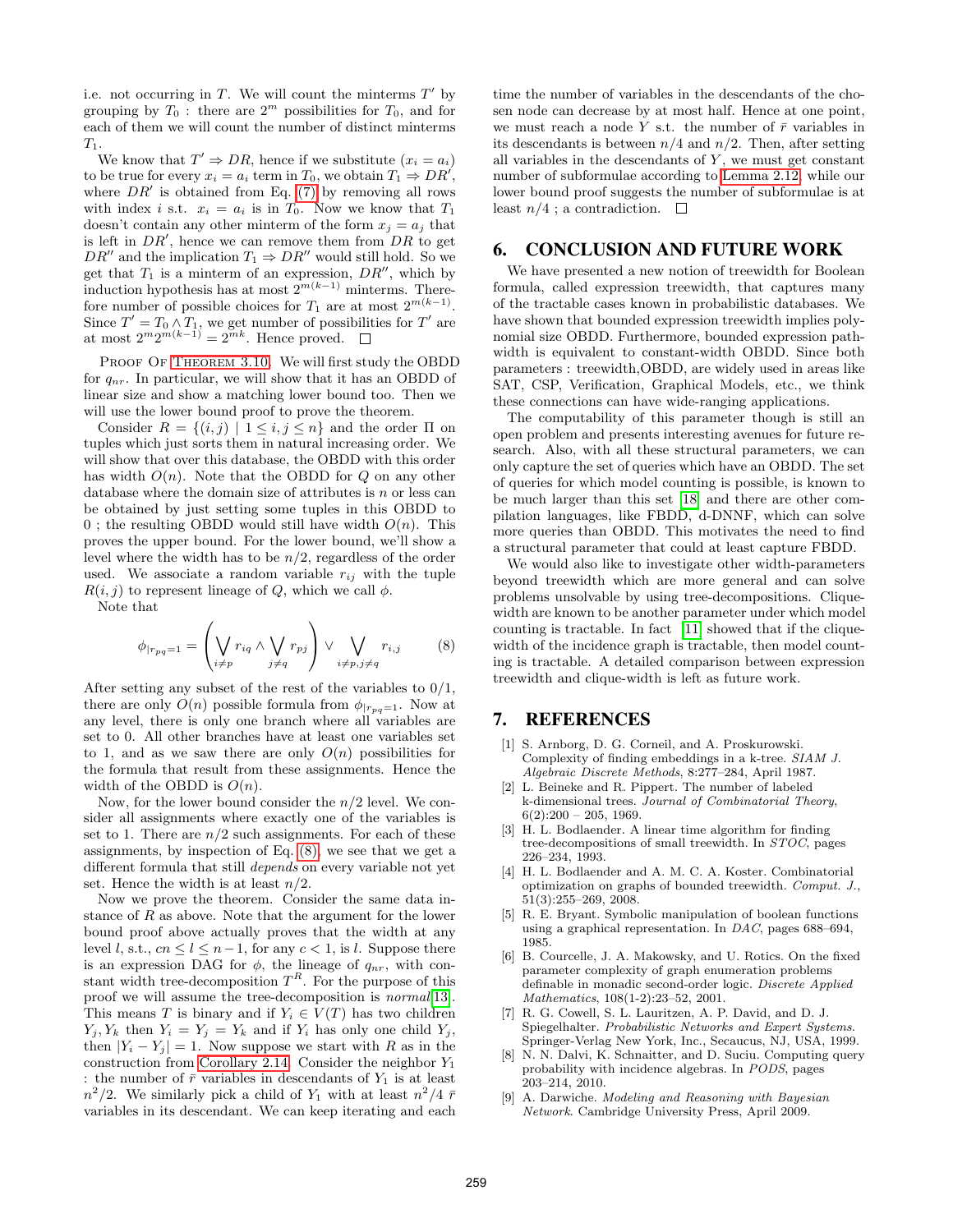i.e. not occurring in $T$. We will count the minterms $T'$ by grouping by $T_0$ : there are $2^m$ possibilities for $T_0$, and for each of them we will count the number of distinct minterms $T_1$.

We know that $T' \Rightarrow DR$, hence if we substitute $(x_i = a_i)$ to be true for every $x_i = a_i$ term in $T_0$, we obtain $T_1 \Rightarrow DR'$, where $DR'$ is obtained from Eq. (7) by removing all rows with index $i$ s.t. $x_i = a_i$ is in $T_0$. Now we know that $T_1$ doesn't contain any other minterm of the form $x_j = a_j$ that is left in $DR'$, hence we can remove them from $DR$ to get $DR''$ and the implication $T_1 \Rightarrow DR''$ would still hold. So we get that $T_1$ is a minterm of an expression, $DR''$, which by induction hypothesis has at most $2^{m(k-1)}$ minterms. Therefore number of possible choices for $T_1$ are at most $2^{m(k-1)}$. Since $T' = T_0 \wedge T_1$, we get number of possibilities for $T'$ are at most $2^m 2^{m(k-1)} = 2^{mk}$. Hence proved. □

Proof Of Theorem 3.10. We will first study the OBDD for $q_{nr}$. In particular, we will show that it has an OBDD of linear size and show a matching lower bound too. Then we will use the lower bound proof to prove the theorem.

Consider $R = \{(i,j) \mid 1 \le i,j \le n\}$ and the order $\Pi$ on tuples which just sorts them in natural increasing order. We will show that over this database, the OBDD with this order has width $O(n)$. Note that the OBDD for $Q$ on any other database where the domain size of attributes is $n$ or less can be obtained by just setting some tuples in this OBDD to 0 ; the resulting OBDD would still have width $O(n)$. This proves the upper bound. For the lower bound, we'll show a level where the width has to be $n/2$, regardless of the order used. We associate a random variable $r_{ij}$ with the tuple $R(i,j)$ to represent lineage of $Q$, which we call $\phi$.

Note that

$$\phi_{|r_{pq}=1} = \left( \bigvee_{i \ne p} r_{iq} \wedge \bigvee_{j \ne q} r_{pj} \right) \vee \bigvee_{i \ne p, j \ne q} r_{i,j} \tag{8}$$

After setting any subset of the rest of the variables to 0/1, there are only $O(n)$ possible formula from $\phi_{|r_{pq}=1}$. Now at any level, there is only one branch where all variables are set to 0. All other branches have at least one variables set to 1, and as we saw there are only $O(n)$ possibilities for the formula that result from these assignments. Hence the width of the OBDD is $O(n)$.

Now, for the lower bound consider the $n/2$ level. We consider all assignments where exactly one of the variables is set to 1. There are $n/2$ such assignments. For each of these assignments, by inspection of Eq. (8), we see that we get a different formula that still *depends* on every variable not yet set. Hence the width is at least $n/2$.

Now we prove the theorem. Consider the same data instance of $R$ as above. Note that the argument for the lower bound proof above actually proves that the width at any level $l$, s.t., $cn \le l \le n-1$, for any $c < 1$, is $l$. Suppose there is an expression DAG for $\phi$, the lineage of $q_{nr}$, with constant width tree-decomposition $T^R$. For the purpose of this proof we will assume the tree-decomposition is *normal*[13]. This means $T$ is binary and if $Y_i \in V(T)$ has two children $Y_j, Y_k$ then $Y_i = Y_j = Y_k$ and if $Y_i$ has only one child $Y_j$, then $|Y_i - Y_j| = 1$. Now suppose we start with $R$ as in the construction from Corollary 2.14. Consider the neighbor $Y_1$ : the number of $\bar{r}$ variables in descendants of $Y_1$ is at least $n^2/2$. We similarly pick a child of $Y_1$ with at least $n^2/4$ $\bar{r}$ variables in its descendant. We can keep iterating and each time the number of variables in the descendants of the chosen node can decrease by at most half. Hence at one point, we must reach a node $Y$ s.t. the number of $\bar{r}$ variables in its descendants is between $n/4$ and $n/2$. Then, after setting all variables in the descendants of $Y$, we must get constant number of subformulae according to Lemma 2.12, while our lower bound proof suggests the number of subformulae is at least $n/4$ ; a contradiction. □

## 6. CONCLUSION AND FUTURE WORK

We have presented a new notion of treewidth for Boolean formula, called expression treewidth, that captures many of the tractable cases known in probabilistic databases. We have shown that bounded expression treewidth implies polynomial size OBDD. Furthermore, bounded expression pathwidth is equivalent to constant-width OBDD. Since both parameters : treewidth,OBDD, are widely used in areas like SAT, CSP, Verification, Graphical Models, etc., we think these connections can have wide-ranging applications.

The computability of this parameter though is still an open problem and presents interesting avenues for future research. Also, with all these structural parameters, we can only capture the set of queries which have an OBDD. The set of queries for which model counting is possible, is known to be much larger than this set [18] and there are other compilation languages, like FBDD, d-DNNF, which can solve more queries than OBDD. This motivates the need to find a structural parameter that could at least capture FBDD.

We would also like to investigate other width-parameters beyond treewidth which are more general and can solve problems unsolvable by using tree-decompositions. Clique-width are known to be another parameter under which model counting is tractable. In fact [11] showed that if the clique-width of the incidence graph is tractable, then model counting is tractable. A detailed comparison between expression treewidth and clique-width is left as future work.

## 7. REFERENCES

[1] S. Arnborg, D. G. Corneil, and A. Proskurowski. Complexity of finding embeddings in a k-tree. *SIAM J. Algebraic Discrete Methods*, 8:277–284, April 1987.

[2] L. Beineke and R. Pippert. The number of labeled k-dimensional trees. *Journal of Combinatorial Theory*, 6(2):200 – 205, 1969.

[3] H. L. Bodlaender. A linear time algorithm for finding tree-decompositions of small treewidth. In *STOC*, pages 226–234, 1993.

[4] H. L. Bodlaender and A. M. C. A. Koster. Combinatorial optimization on graphs of bounded treewidth. *Comput. J.*, 51(3):255–269, 2008.

[5] R. E. Bryant. Symbolic manipulation of boolean functions using a graphical representation. In *DAC*, pages 688–694, 1985.

[6] B. Courcelle, J. A. Makowsky, and U. Rotics. On the fixed parameter complexity of graph enumeration problems definable in monadic second-order logic. *Discrete Applied Mathematics*, 108(1-2):23–52, 2001.

[7] R. G. Cowell, S. L. Lauritzen, A. P. David, and D. J. Spiegelhalter. *Probabilistic Networks and Expert Systems*. Springer-Verlag New York, Inc., Secaucus, NJ, USA, 1999.

[8] N. N. Dalvi, K. Schnaitter, and D. Suciu. Computing query probability with incidence algebras. In *PODS*, pages 203–214, 2010.

[9] A. Darwiche. *Modeling and Reasoning with Bayesian Network*. Cambridge University Press, April 2009.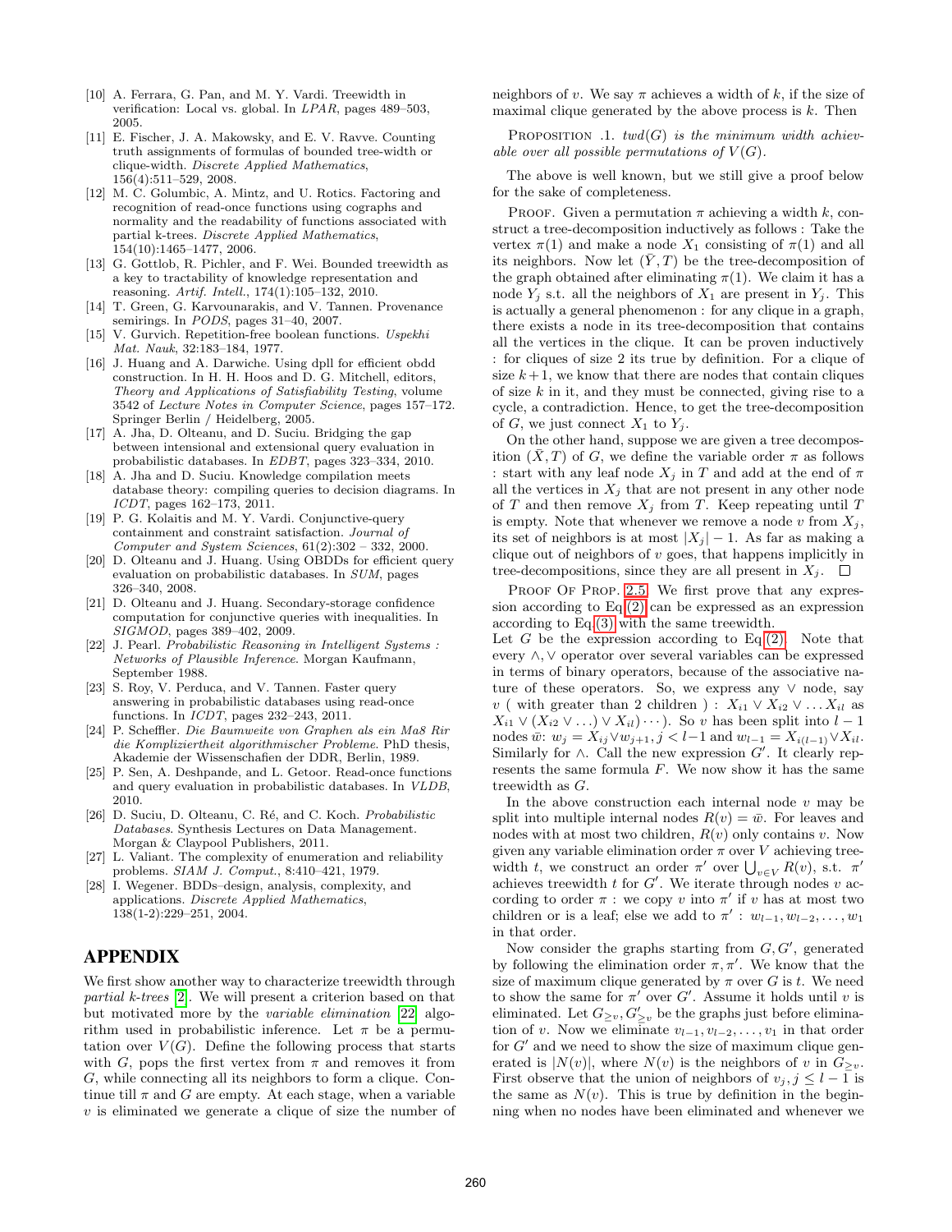[10] A. Ferrara, G. Pan, and M. Y. Vardi. Treewidth in verification: Local vs. global. In *LPAR*, pages 489–503, 2005.

[11] E. Fischer, J. A. Makowsky, and E. V. Ravve. Counting truth assignments of formulas of bounded tree-width or clique-width. *Discrete Applied Mathematics*, 156(4):511–529, 2008.

[12] M. C. Golumbic, A. Mintz, and U. Rotics. Factoring and recognition of read-once functions using cographs and normality and the readability of functions associated with partial k-trees. *Discrete Applied Mathematics*, 154(10):1465–1477, 2006.

[13] G. Gottlob, R. Pichler, and F. Wei. Bounded treewidth as a key to tractability of knowledge representation and reasoning. *Artif. Intell.*, 174(1):105–132, 2010.

[14] T. Green, G. Karvounarakis, and V. Tannen. Provenance semirings. In *PODS*, pages 31–40, 2007.

[15] V. Gurvich. Repetition-free boolean functions. *Uspekhi Mat. Nauk*, 32:183–184, 1977.

[16] J. Huang and A. Darwiche. Using dpll for efficient obdd construction. In H. H. Hoos and D. G. Mitchell, editors, *Theory and Applications of Satisfiability Testing*, volume 3542 of *Lecture Notes in Computer Science*, pages 157–172. Springer Berlin / Heidelberg, 2005.

[17] A. Jha, D. Olteanu, and D. Suciu. Bridging the gap between intensional and extensional query evaluation in probabilistic databases. In *EDBT*, pages 323–334, 2010.

[18] A. Jha and D. Suciu. Knowledge compilation meets database theory: compiling queries to decision diagrams. In *ICDT*, pages 162–173, 2011.

[19] P. G. Kolaitis and M. Y. Vardi. Conjunctive-query containment and constraint satisfaction. *Journal of Computer and System Sciences*, 61(2):302 – 332, 2000.

[20] D. Olteanu and J. Huang. Using OBDDs for efficient query evaluation on probabilistic databases. In *SUM*, pages 326–340, 2008.

[21] D. Olteanu and J. Huang. Secondary-storage confidence computation for conjunctive queries with inequalities. In *SIGMOD*, pages 389–402, 2009.

[22] J. Pearl. *Probabilistic Reasoning in Intelligent Systems : Networks of Plausible Inference*. Morgan Kaufmann, September 1988.

[23] S. Roy, V. Perduca, and V. Tannen. Faster query answering in probabilistic databases using read-once functions. In *ICDT*, pages 232–243, 2011.

[24] P. Scheffler. *Die Baumweite von Graphen als ein Maß Rir die Kompliziertheit algorithmischer Probleme*. PhD thesis, Akademie der Wissenschafien der DDR, Berlin, 1989.

[25] P. Sen, A. Deshpande, and L. Getoor. Read-once functions and query evaluation in probabilistic databases. In *VLDB*, 2010.

[26] D. Suciu, D. Olteanu, C. Ré, and C. Koch. *Probabilistic Databases*. Synthesis Lectures on Data Management. Morgan & Claypool Publishers, 2011.

[27] L. Valiant. The complexity of enumeration and reliability problems. *SIAM J. Comput.*, 8:410–421, 1979.

[28] I. Wegener. BDDs–design, analysis, complexity, and applications. *Discrete Applied Mathematics*, 138(1-2):229–251, 2004.

# APPENDIX

We first show another way to characterize treewidth through *partial k-trees* [2]. We will present a criterion based on that but motivated more by the *variable elimination* [22] algorithm used in probabilistic inference. Let $\pi$ be a permutation over $V(G)$. Define the following process that starts with $G$, pops the first vertex from $\pi$ and removes it from $G$, while connecting all its neighbors to form a clique. Continue till $\pi$ and $G$ are empty. At each stage, when a variable $v$ is eliminated we generate a clique of size the number of neighbors of $v$. We say $\pi$ achieves a width of $k$, if the size of maximal clique generated by the above process is $k$. Then

Proposition .1. *$twd(G)$ is the minimum width achievable over all possible permutations of $V(G)$.*

The above is well known, but we still give a proof below for the sake of completeness.

Proof. Given a permutation $\pi$ achieving a width $k$, construct a tree-decomposition inductively as follows : Take the vertex $\pi(1)$ and make a node $X_1$ consisting of $\pi(1)$ and all its neighbors. Now let $(\bar{Y}, T)$ be the tree-decomposition of the graph obtained after eliminating $\pi(1)$. We claim it has a node $Y_j$ s.t. all the neighbors of $X_1$ are present in $Y_j$. This is actually a general phenomenon : for any clique in a graph, there exists a node in its tree-decomposition that contains all the vertices in the clique. It can be proven inductively : for cliques of size 2 its true by definition. For a clique of size $k+1$, we know that there are nodes that contain cliques of size $k$ in it, and they must be connected, giving rise to a cycle, a contradiction. Hence, to get the tree-decomposition of $G$, we just connect $X_1$ to $Y_j$.

On the other hand, suppose we are given a tree decomposition $(\bar{X}, T)$ of $G$, we define the variable order $\pi$ as follows : start with any leaf node $X_j$ in $T$ and add at the end of $\pi$ all the vertices in $X_j$ that are not present in any other node of $T$ and then remove $X_j$ from $T$. Keep repeating until $T$ is empty. Note that whenever we remove a node $v$ from $X_j$, its set of neighbors is at most $|X_j| - 1$. As far as making a clique out of neighbors of $v$ goes, that happens implicitly in tree-decompositions, since they are all present in $X_j$. $\square$

Proof Of Prop. 2.5. We first prove that any expression according to Eq.(2) can be expressed as an expression according to Eq.(3) with the same treewidth.
Let $G$ be the expression according to Eq.(2). Note that every $\wedge, \vee$ operator over several variables can be expressed in terms of binary operators, because of the associative nature of these operators. So, we express any $\vee$ node, say $v$ ( with greater than 2 children ) : $X_{i1} \vee X_{i2} \vee \ldots X_{il}$ as $X_{i1} \vee (X_{i2} \vee \ldots) \vee X_{il}) \cdots)$. So $v$ has been split into $l-1$ nodes $\bar{w}$: $w_j = X_{ij} \vee w_{j+1}, j < l-1$ and $w_{l-1} = X_{i(l-1)} \vee X_{il}$. Similarly for $\wedge$. Call the new expression $G'$. It clearly represents the same formula $F$. We now show it has the same treewidth as $G$.

In the above construction each internal node $v$ may be split into multiple internal nodes $R(v) = \bar{w}$. For leaves and nodes with at most two children, $R(v)$ only contains $v$. Now given any variable elimination order $\pi$ over $V$ achieving treewidth $t$, we construct an order $\pi'$ over $\bigcup_{v \in V} R(v)$, s.t. $\pi'$ achieves treewidth $t$ for $G'$. We iterate through nodes $v$ according to order $\pi$ : we copy $v$ into $\pi'$ if $v$ has at most two children or is a leaf; else we add to $\pi'$ : $w_{l-1}, w_{l-2}, \ldots, w_1$ in that order.

Now consider the graphs starting from $G, G'$, generated by following the elimination order $\pi, \pi'$. We know that the size of maximum clique generated by $\pi$ over $G$ is $t$. We need to show the same for $\pi'$ over $G'$. Assume it holds until $v$ is eliminated. Let $G_{\geq v}, G'_{\geq v}$ be the graphs just before elimination of $v$. Now we eliminate $v_{l-1}, v_{l-2}, \ldots, v_1$ in that order for $G'$ and we need to show the size of maximum clique generated is $|N(v)|$, where $N(v)$ is the neighbors of $v$ in $G_{\geq v}$. First observe that the union of neighbors of $v_j, j \leq l-1$ is the same as $N(v)$. This is true by definition in the beginning when no nodes have been eliminated and whenever we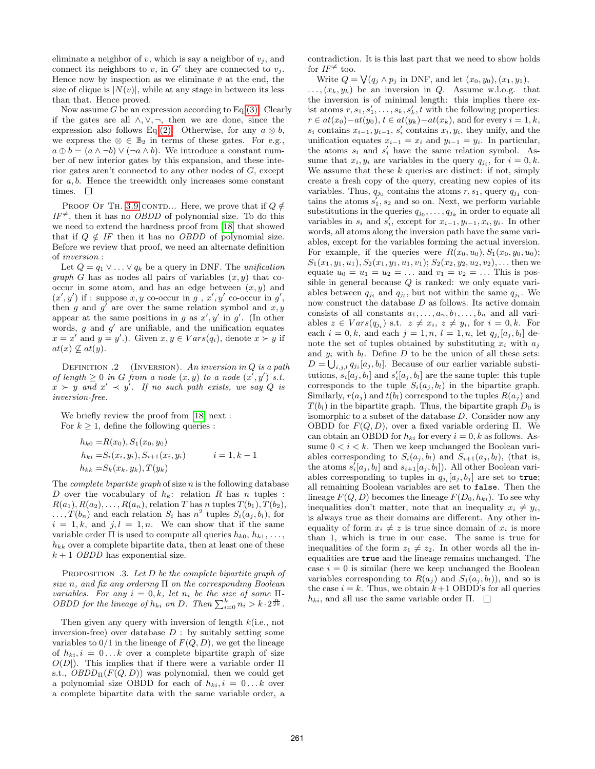eliminate a neighbor of $v$, which is say a neighbor of $v_j$, and connect its neighbors to $v$, in $G'$ they are connected to $v_j$. Hence now by inspection as we eliminate $\bar{v}$ at the end, the size of clique is $|N(v)|$, while at any stage in between its less than that. Hence proved.

Now assume $G$ be an expression according to Eq.(3). Clearly if the gates are all $\wedge, \vee, \neg$, then we are done, since the expression also follows Eq.(2). Otherwise, for any $a \otimes b$, we express the $\otimes \in \mathbb{B}_2$ in terms of these gates. For e.g., $a \oplus b = (a \wedge \neg b) \vee (\neg a \wedge b)$. We introduce a constant number of new interior gates by this expansion, and these interior gates aren't connected to any other nodes of $G$, except for $a, b$. Hence the treewidth only increases some constant times. □

Proof Of Th. 3.9 contd... Here, we prove that if $Q \notin IF^{\neq}$, then it has no *OBDD* of polynomial size. To do this we need to extend the hardness proof from [18] that showed that if $Q \notin IF$ then it has no *OBDD* of polynomial size. Before we review that proof, we need an alternate definition of *inversion* :

Let $Q = q_1 \vee \ldots \vee q_k$ be a query in DNF. The *unification graph* $G$ has as nodes all pairs of variables $(x, y)$ that co-occur in some atom, and has an edge between $(x, y)$ and $(x', y')$ if : suppose $x, y$ co-occur in $g$ , $x', y'$ co-occur in $g'$, then $g$ and $g'$ are over the same relation symbol and $x, y$ appear at the same positions in $g$ as $x', y'$ in $g'$. (In other words, $g$ and $g'$ are unifiable, and the unification equates $x = x'$ and $y = y'$.). Given $x, y \in Vars(q_i)$, denote $x \succ y$ if $at(x) \not\subseteq at(y)$.

Definition .2 (Inversion). *An inversion in $Q$ is a path of length $\geq 0$ in $G$ from a node $(x, y)$ to a node $(x', y')$ s.t. $x \succ y$ and $x' \prec y'$. If no such path exists, we say $Q$ is inversion-free.*

We briefly review the proof from [18] next :
For $k \geq 1$, define the following queries :

$$h_{k0} = R(x_0), S_1(x_0, y_0)$$
$$h_{ki} = S_i(x_i, y_i), S_{i+1}(x_i, y_i) \qquad i = 1, k-1$$
$$h_{kk} = S_k(x_k, y_k), T(y_k)$$

The *complete bipartite graph* of size $n$ is the following database $D$ over the vocabulary of $h_k$: relation $R$ has $n$ tuples : $R(a_1), R(a_2), \ldots, R(a_n)$, relation $T$ has $n$ tuples $T(b_1), T(b_2), \ldots, T(b_n)$ and each relation $S_i$ has $n^2$ tuples $S_i(a_j, b_l)$, for $i = 1, k$, and $j, l = 1, n$. We can show that if the same variable order $\Pi$ is used to compute all queries $h_{k0}, h_{k1}, \ldots, h_{kk}$ over a complete bipartite data, then at least one of these $k+1$ *OBDD* has exponential size.

Proposition .3. *Let $D$ be the complete bipartite graph of size $n$, and fix any ordering $\Pi$ on the corresponding Boolean variables. For any $i = 0, k$, let $n_i$ be the size of some $\Pi$-OBDD for the lineage of $h_{ki}$ on $D$. Then $\sum_{i=0}^{k} n_i > k \cdot 2^{\frac{n}{2k}}$.*

Then given any query with inversion of length $k$(i.e., not inversion-free) over database $D$ : by suitably setting some variables to 0/1 in the lineage of $F(Q, D)$, we get the lineage of $h_{ki}, i = 0 \ldots k$ over a complete bipartite graph of size $O(|D|)$. This implies that if there were a variable order $\Pi$ s.t., $OBDD_\Pi(F(Q, D))$ was polynomial, then we could get a polynomial size OBDD for each of $h_{ki}, i = 0 \ldots k$ over a complete bipartite data with the same variable order, a contradiction. It is this last part that we need to show holds for $IF^{\neq}$ too.

Write $Q = \bigvee(q_j \wedge p_j$ in DNF, and let $(x_0, y_0), (x_1, y_1), \ldots, (x_k, y_k)$ be an inversion in $Q$. Assume w.l.o.g. that the inversion is of minimal length: this implies there exist atoms $r, s_1, s_1', \ldots, s_k, s_k', t$ with the following properties: $r \in at(x_0) - at(y_0)$, $t \in at(y_k) - at(x_k)$, and for every $i = 1, k$, $s_i$ contains $x_{i-1}, y_{i-1}$, $s_i'$ contains $x_i, y_i$, they unify, and the unification equates $x_{i-1} = x_i$ and $y_{i-1} = y_i$. In particular, the atoms $s_i$ and $s_i'$ have the same relation symbol. Assume that $x_i, y_i$ are variables in the query $q_{j_i}$, for $i = 0, k$. We assume that these $k$ queries are distinct: if not, simply create a fresh copy of the query, creating new copies of its variables. Thus, $q_{j_0}$ contains the atoms $r, s_1$, query $q_{j_1}$ contains the atoms $s_1', s_2$ and so on. Next, we perform variable substitutions in the queries $q_{j_0}, \ldots, q_{j_k}$ in order to equate all variables in $s_i$ and $s_i'$, except for $x_{i-1}, y_{i-1}, x_i, y_i$. In other words, all atoms along the inversion path have the same variables, except for the variables forming the actual inversion. For example, if the queries were $R(x_0, u_0), S_1(x_0, y_0, u_0)$; $S_1(x_1, y_1, u_1), S_2(x_1, y_1, u_1, v_1)$; $S_2(x_2, y_2, u_2, v_2), \ldots$ then we equate $u_0 = u_1 = u_2 = \ldots$ and $v_1 = v_2 = \ldots$ This is possible in general because $Q$ is ranked: we only equate variables between $q_{j_i}$ and $q_{j_l}$, but not within the same $q_{j_i}$. We now construct the database $D$ as follows. Its active domain consists of all constants $a_1, \ldots, a_n, b_1, \ldots, b_n$ and all variables $z \in Vars(q_{j_i})$ s.t. $z \neq x_i$, $z \neq y_i$, for $i = 0, k$. For each $i = 0, k$, and each $j = 1, n$, $l = 1, n$, let $q_{j_i}[a_j, b_l]$ denote the set of tuples obtained by substituting $x_i$ with $a_j$ and $y_i$ with $b_l$. Define $D$ to be the union of all these sets: $D = \bigcup_{i,j,l} q_{j_i}[a_j, b_l]$. Because of our earlier variable substitutions, $s_i[a_j, b_l]$ and $s_i'[a_j, b_l]$ are the same tuple: this tuple corresponds to the tuple $S_i(a_j, b_l)$ in the bipartite graph. Similarly, $r(a_j)$ and $t(b_l)$ correspond to the tuples $R(a_j)$ and $T(b_l)$ in the bipartite graph. Thus, the bipartite graph $D_0$ is isomorphic to a subset of the database $D$. Consider now any OBDD for $F(Q, D)$, over a fixed variable ordering $\Pi$. We can obtain an OBDD for $h_{ki}$ for every $i = 0, k$ as follows. Assume $0 < i < k$. Then we keep unchanged the Boolean variables corresponding to $S_i(a_j, b_l)$ and $S_{i+1}(a_j, b_l)$, (that is, the atoms $s_i'[a_j, b_l]$ and $s_{i+1}[a_j, b_l]$). All other Boolean variables corresponding to tuples in $q_{j_i}[a_j, b_j]$ are set to `true`; all remaining Boolean variables are set to `false`. Then the lineage $F(Q, D)$ becomes the lineage $F(D_0, h_{ki})$. To see why inequalities don't matter, note that an inequality $x_i \neq y_i$, is always true as their domains are different. Any other inequality of form $x_i \neq z$ is true since domain of $x_i$ is more than 1, which is true in our case. The same is true for inequalities of the form $z_1 \neq z_2$. In other words all the inequalities are `true` and the lineage remains unchanged. The case $i = 0$ is similar (here we keep unchanged the Boolean variables corresponding to $R(a_j)$ and $S_1(a_j, b_l)$), and so is the case $i = k$. Thus, we obtain $k+1$ OBDD's for all queries $h_{ki}$, and all use the same variable order $\Pi$. □